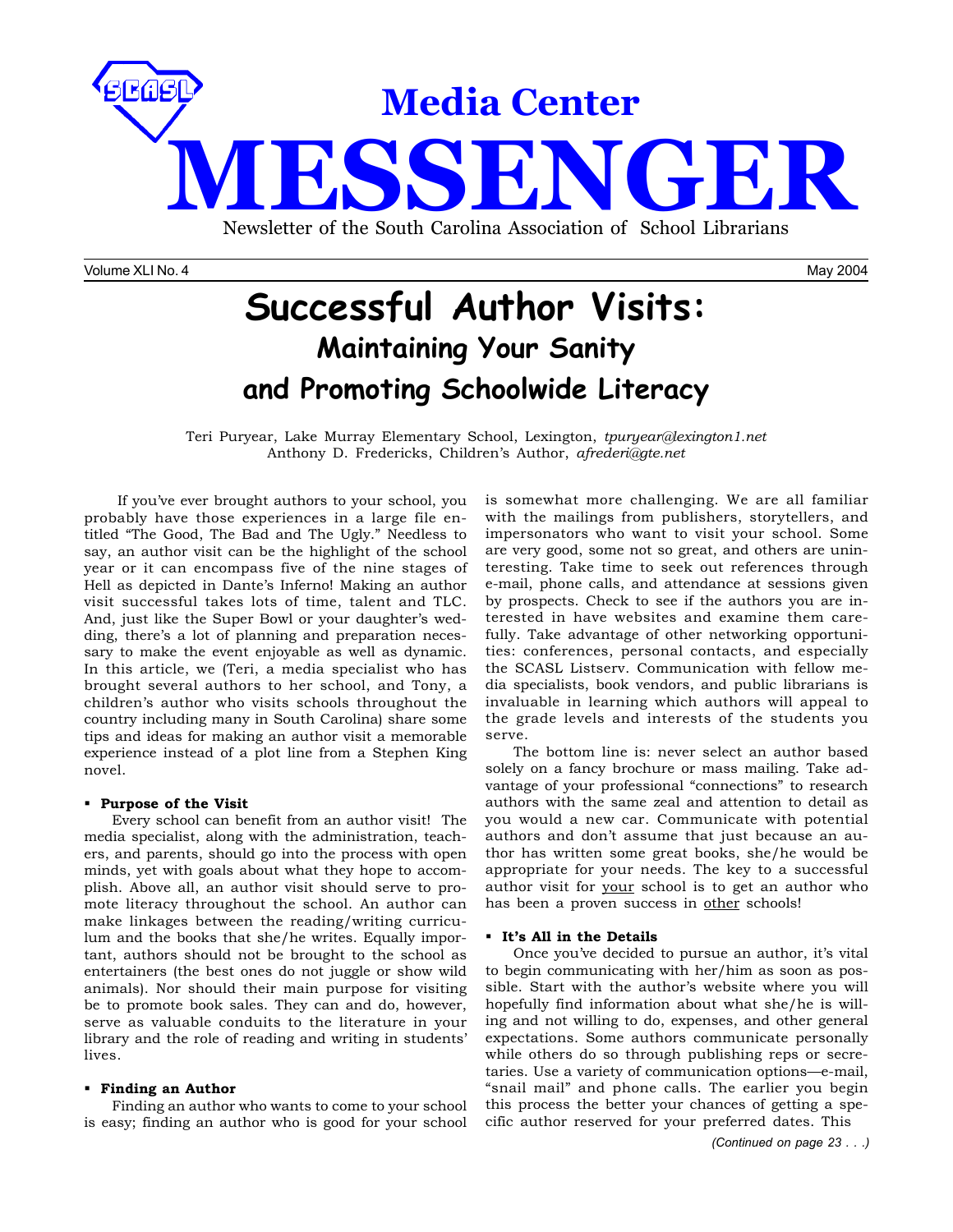# Media Center MESSENGER

Newsletter of the South Carolina Association of School Librarians

Volume XLI No. 4 May 2004

# Successful Author Visits:
## Maintaining Your Sanity and Promoting Schoolwide Literacy

Teri Puryear, Lake Murray Elementary School, Lexington, *tpuryear@lexington1.net*
Anthony D. Fredericks, Children's Author, *afrederi@gte.net*

If you've ever brought authors to your school, you probably have those experiences in a large file entitled "The Good, The Bad and The Ugly." Needless to say, an author visit can be the highlight of the school year or it can encompass five of the nine stages of Hell as depicted in Dante's Inferno! Making an author visit successful takes lots of time, talent and TLC. And, just like the Super Bowl or your daughter's wedding, there's a lot of planning and preparation necessary to make the event enjoyable as well as dynamic. In this article, we (Teri, a media specialist who has brought several authors to her school, and Tony, a children's author who visits schools throughout the country including many in South Carolina) share some tips and ideas for making an author visit a memorable experience instead of a plot line from a Stephen King novel.

- **Purpose of the Visit**

Every school can benefit from an author visit! The media specialist, along with the administration, teachers, and parents, should go into the process with open minds, yet with goals about what they hope to accomplish. Above all, an author visit should serve to promote literacy throughout the school. An author can make linkages between the reading/writing curriculum and the books that she/he writes. Equally important, authors should not be brought to the school as entertainers (the best ones do not juggle or show wild animals). Nor should their main purpose for visiting be to promote book sales. They can and do, however, serve as valuable conduits to the literature in your library and the role of reading and writing in students' lives.

- **Finding an Author**

Finding an author who wants to come to your school is easy; finding an author who is good for your school is somewhat more challenging. We are all familiar with the mailings from publishers, storytellers, and impersonators who want to visit your school. Some are very good, some not so great, and others are uninteresting. Take time to seek out references through e-mail, phone calls, and attendance at sessions given by prospects. Check to see if the authors you are interested in have websites and examine them carefully. Take advantage of other networking opportunities: conferences, personal contacts, and especially the SCASL Listserv. Communication with fellow media specialists, book vendors, and public librarians is invaluable in learning which authors will appeal to the grade levels and interests of the students you serve.

The bottom line is: never select an author based solely on a fancy brochure or mass mailing. Take advantage of your professional "connections" to research authors with the same zeal and attention to detail as you would a new car. Communicate with potential authors and don't assume that just because an author has written some great books, she/he would be appropriate for your needs. The key to a successful author visit for <u>your</u> school is to get an author who has been a proven success in <u>other</u> schools!

- **It's All in the Details**

Once you've decided to pursue an author, it's vital to begin communicating with her/him as soon as possible. Start with the author's website where you will hopefully find information about what she/he is willing and not willing to do, expenses, and other general expectations. Some authors communicate personally while others do so through publishing reps or secretaries. Use a variety of communication options—e-mail, "snail mail" and phone calls. The earlier you begin this process the better your chances of getting a specific author reserved for your preferred dates. This

*(Continued on page 23 . . .)*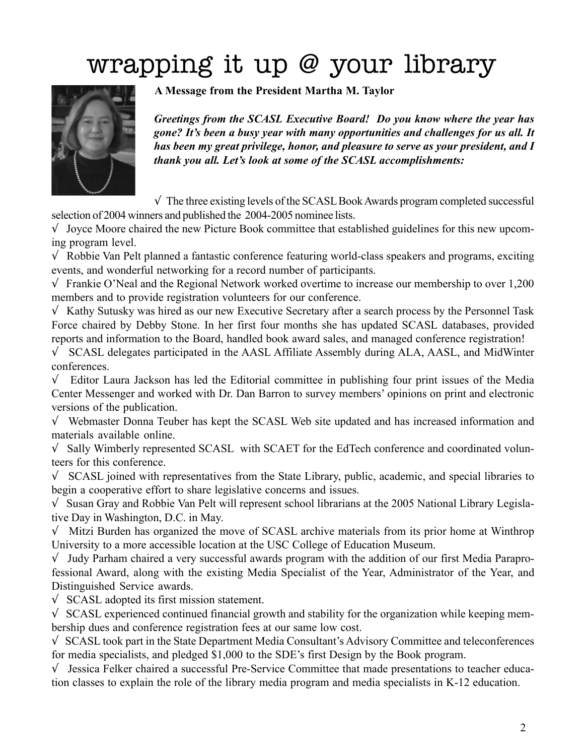# wrapping it up @ your library

**A Message from the President Martha M. Taylor**

***Greetings from the SCASL Executive Board! Do you know where the year has gone? It's been a busy year with many opportunities and challenges for us all. It has been my great privilege, honor, and pleasure to serve as your president, and I thank you all. Let's look at some of the SCASL accomplishments:***

√ The three existing levels of the SCASL Book Awards program completed successful selection of 2004 winners and published the 2004-2005 nominee lists.

√ Joyce Moore chaired the new Picture Book committee that established guidelines for this new upcoming program level.

√ Robbie Van Pelt planned a fantastic conference featuring world-class speakers and programs, exciting events, and wonderful networking for a record number of participants.

√ Frankie O'Neal and the Regional Network worked overtime to increase our membership to over 1,200 members and to provide registration volunteers for our conference.

√ Kathy Sutusky was hired as our new Executive Secretary after a search process by the Personnel Task Force chaired by Debby Stone. In her first four months she has updated SCASL databases, provided reports and information to the Board, handled book award sales, and managed conference registration!

√ SCASL delegates participated in the AASL Affiliate Assembly during ALA, AASL, and MidWinter conferences.

√ Editor Laura Jackson has led the Editorial committee in publishing four print issues of the Media Center Messenger and worked with Dr. Dan Barron to survey members' opinions on print and electronic versions of the publication.

√ Webmaster Donna Teuber has kept the SCASL Web site updated and has increased information and materials available online.

√ Sally Wimberly represented SCASL with SCAET for the EdTech conference and coordinated volunteers for this conference.

√ SCASL joined with representatives from the State Library, public, academic, and special libraries to begin a cooperative effort to share legislative concerns and issues.

√ Susan Gray and Robbie Van Pelt will represent school librarians at the 2005 National Library Legislative Day in Washington, D.C. in May.

√ Mitzi Burden has organized the move of SCASL archive materials from its prior home at Winthrop University to a more accessible location at the USC College of Education Museum.

√ Judy Parham chaired a very successful awards program with the addition of our first Media Paraprofessional Award, along with the existing Media Specialist of the Year, Administrator of the Year, and Distinguished Service awards.

√ SCASL adopted its first mission statement.

√ SCASL experienced continued financial growth and stability for the organization while keeping membership dues and conference registration fees at our same low cost.

√ SCASL took part in the State Department Media Consultant's Advisory Committee and teleconferences for media specialists, and pledged $1,000 to the SDE's first Design by the Book program.

√ Jessica Felker chaired a successful Pre-Service Committee that made presentations to teacher education classes to explain the role of the library media program and media specialists in K-12 education.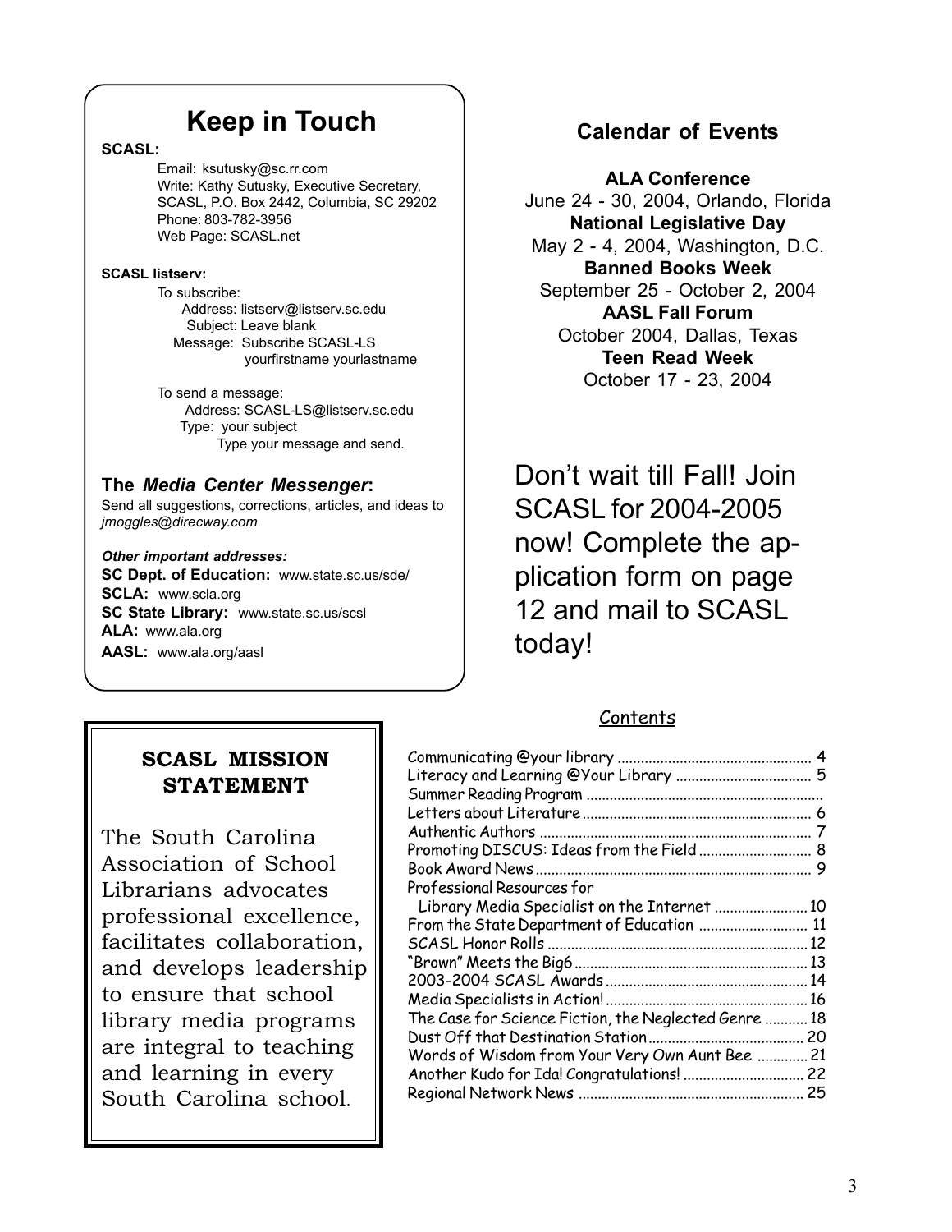## Keep in Touch

**SCASL:**

Email: ksutusky@sc.rr.com
Write: Kathy Sutusky, Executive Secretary, SCASL, P.O. Box 2442, Columbia, SC 29202
Phone: 803-782-3956
Web Page: SCASL.net

**SCASL listserv:**

To subscribe:
Address: listserv@listserv.sc.edu
Subject: Leave blank
Message: Subscribe SCASL-LS yourfirstname yourlastname

To send a message:
Address: SCASL-LS@listserv.sc.edu
Type: your subject
Type your message and send.

**The *Media Center Messenger*:**

Send all suggestions, corrections, articles, and ideas to *jmoggles@direcway.com*

***Other important addresses:***

**SC Dept. of Education:** www.state.sc.us/sde/
**SCLA:** www.scla.org
**SC State Library:** www.state.sc.us/scsl
**ALA:** www.ala.org
**AASL:** www.ala.org/aasl

## Calendar of Events

**ALA Conference**
June 24 - 30, 2004, Orlando, Florida

**National Legislative Day**
May 2 - 4, 2004, Washington, D.C.

**Banned Books Week**
September 25 - October 2, 2004

**AASL Fall Forum**
October 2004, Dallas, Texas

**Teen Read Week**
October 17 - 23, 2004

Don't wait till Fall! Join SCASL for 2004-2005 now! Complete the application form on page 12 and mail to SCASL today!

## SCASL MISSION STATEMENT

The South Carolina Association of School Librarians advocates professional excellence, facilitates collaboration, and develops leadership to ensure that school library media programs are integral to teaching and learning in every South Carolina school.

## Contents

Communicating @your library .......... 4
Literacy and Learning @Your Library .......... 5
Summer Reading Program ..........
Letters about Literature .......... 6
Authentic Authors .......... 7
Promoting DISCUS: Ideas from the Field .......... 8
Book Award News .......... 9
Professional Resources for Library Media Specialist on the Internet .......... 10
From the State Department of Education .......... 11
SCASL Honor Rolls .......... 12
"Brown" Meets the Big6 .......... 13
2003-2004 SCASL Awards .......... 14
Media Specialists in Action! .......... 16
The Case for Science Fiction, the Neglected Genre .......... 18
Dust Off that Destination Station .......... 20
Words of Wisdom from Your Very Own Aunt Bee .......... 21
Another Kudo for Ida! Congratulations! .......... 22
Regional Network News .......... 25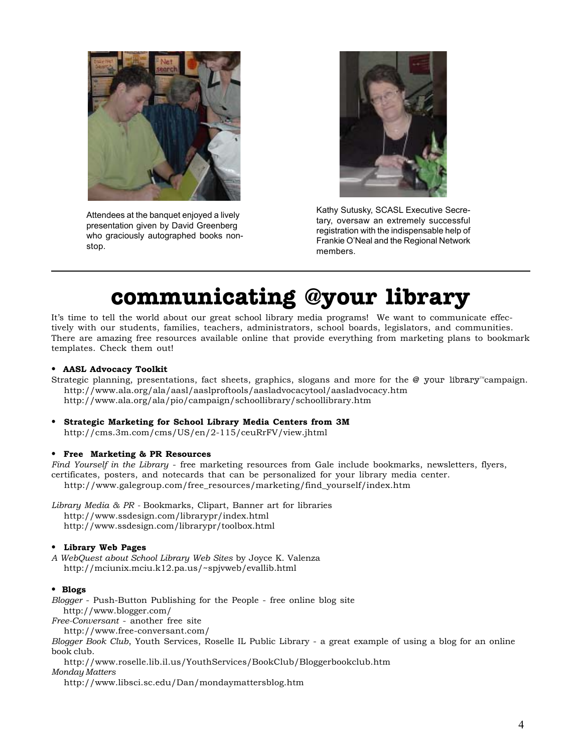Attendees at the banquet enjoyed a lively presentation given by David Greenberg who graciously autographed books non-stop.

Kathy Sutusky, SCASL Executive Secretary, oversaw an extremely successful registration with the indispensable help of Frankie O'Neal and the Regional Network members.

# communicating @your library

It's time to tell the world about our great school library media programs! We want to communicate effectively with our students, families, teachers, administrators, school boards, legislators, and communities. There are amazing free resources available online that provide everything from marketing plans to bookmark templates. Check them out!

- **AASL Advocacy Toolkit**

Strategic planning, presentations, fact sheets, graphics, slogans and more for the @ your library™ campaign.
http://www.ala.org/ala/aasl/aaslproftools/aasladvocacytool/aasladvocacy.htm
http://www.ala.org/ala/pio/campaign/schoollibrary/schoollibrary.htm

- **Strategic Marketing for School Library Media Centers from 3M**
http://cms.3m.com/cms/US/en/2-115/ceuRrFV/view.jhtml

- **Free Marketing & PR Resources**

*Find Yourself in the Library* - free marketing resources from Gale include bookmarks, newsletters, flyers, certificates, posters, and notecards that can be personalized for your library media center.
http://www.galegroup.com/free_resources/marketing/find_yourself/index.htm

*Library Media & PR* - Bookmarks, Clipart, Banner art for libraries
http://www.ssdesign.com/librarypr/index.html
http://www.ssdesign.com/librarypr/toolbox.html

- **Library Web Pages**

*A WebQuest about School Library Web Sites* by Joyce K. Valenza
http://mciunix.mciu.k12.pa.us/~spjvweb/evallib.html

- **Blogs**

*Blogger* - Push-Button Publishing for the People - free online blog site
http://www.blogger.com/

*Free-Conversant* - another free site
http://www.free-conversant.com/

*Blogger Book Club*, Youth Services, Roselle IL Public Library - a great example of using a blog for an online book club.
http://www.roselle.lib.il.us/YouthServices/BookClub/Bloggerbookclub.htm

*Monday Matters*
http://www.libsci.sc.edu/Dan/mondaymattersblog.htm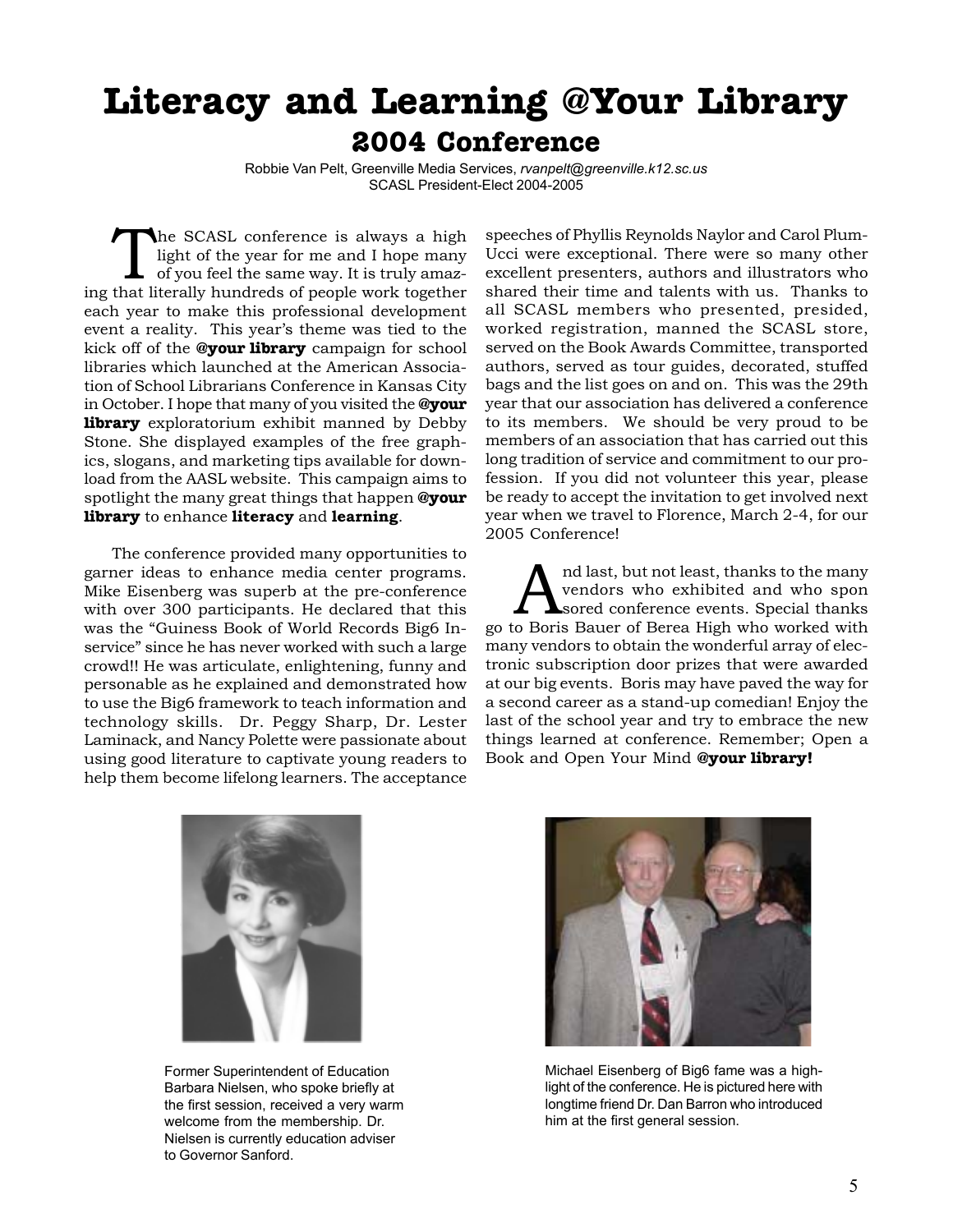# Literacy and Learning @Your Library

## 2004 Conference

Robbie Van Pelt, Greenville Media Services, *rvanpelt@greenville.k12.sc.us*
SCASL President-Elect 2004-2005

The SCASL conference is always a highlight of the year for me and I hope many of you feel the same way. It is truly amazing that literally hundreds of people work together each year to make this professional development event a reality. This year's theme was tied to the kick off of the **@your library** campaign for school libraries which launched at the American Association of School Librarians Conference in Kansas City in October. I hope that many of you visited the **@your library** exploratorium exhibit manned by Debby Stone. She displayed examples of the free graphics, slogans, and marketing tips available for download from the AASL website. This campaign aims to spotlight the many great things that happen **@your library** to enhance **literacy** and **learning**.

The conference provided many opportunities to garner ideas to enhance media center programs. Mike Eisenberg was superb at the pre-conference with over 300 participants. He declared that this was the "Guiness Book of World Records Big6 In-service" since he has never worked with such a large crowd!! He was articulate, enlightening, funny and personable as he explained and demonstrated how to use the Big6 framework to teach information and technology skills. Dr. Peggy Sharp, Dr. Lester Laminack, and Nancy Polette were passionate about using good literature to captivate young readers to help them become lifelong learners. The acceptance speeches of Phyllis Reynolds Naylor and Carol Plum-Ucci were exceptional. There were so many other excellent presenters, authors and illustrators who shared their time and talents with us. Thanks to all SCASL members who presented, presided, worked registration, manned the SCASL store, served on the Book Awards Committee, transported authors, served as tour guides, decorated, stuffed bags and the list goes on and on. This was the 29th year that our association has delivered a conference to its members. We should be very proud to be members of an association that has carried out this long tradition of service and commitment to our profession. If you did not volunteer this year, please be ready to accept the invitation to get involved next year when we travel to Florence, March 2-4, for our 2005 Conference!

And last, but not least, thanks to the many vendors who exhibited and who sponsored conference events. Special thanks go to Boris Bauer of Berea High who worked with many vendors to obtain the wonderful array of electronic subscription door prizes that were awarded at our big events. Boris may have paved the way for a second career as a stand-up comedian! Enjoy the last of the school year and try to embrace the new things learned at conference. Remember; Open a Book and Open Your Mind **@your library!**

Former Superintendent of Education Barbara Nielsen, who spoke briefly at the first session, received a very warm welcome from the membership. Dr. Nielsen is currently education adviser to Governor Sanford.

Michael Eisenberg of Big6 fame was a highlight of the conference. He is pictured here with longtime friend Dr. Dan Barron who introduced him at the first general session.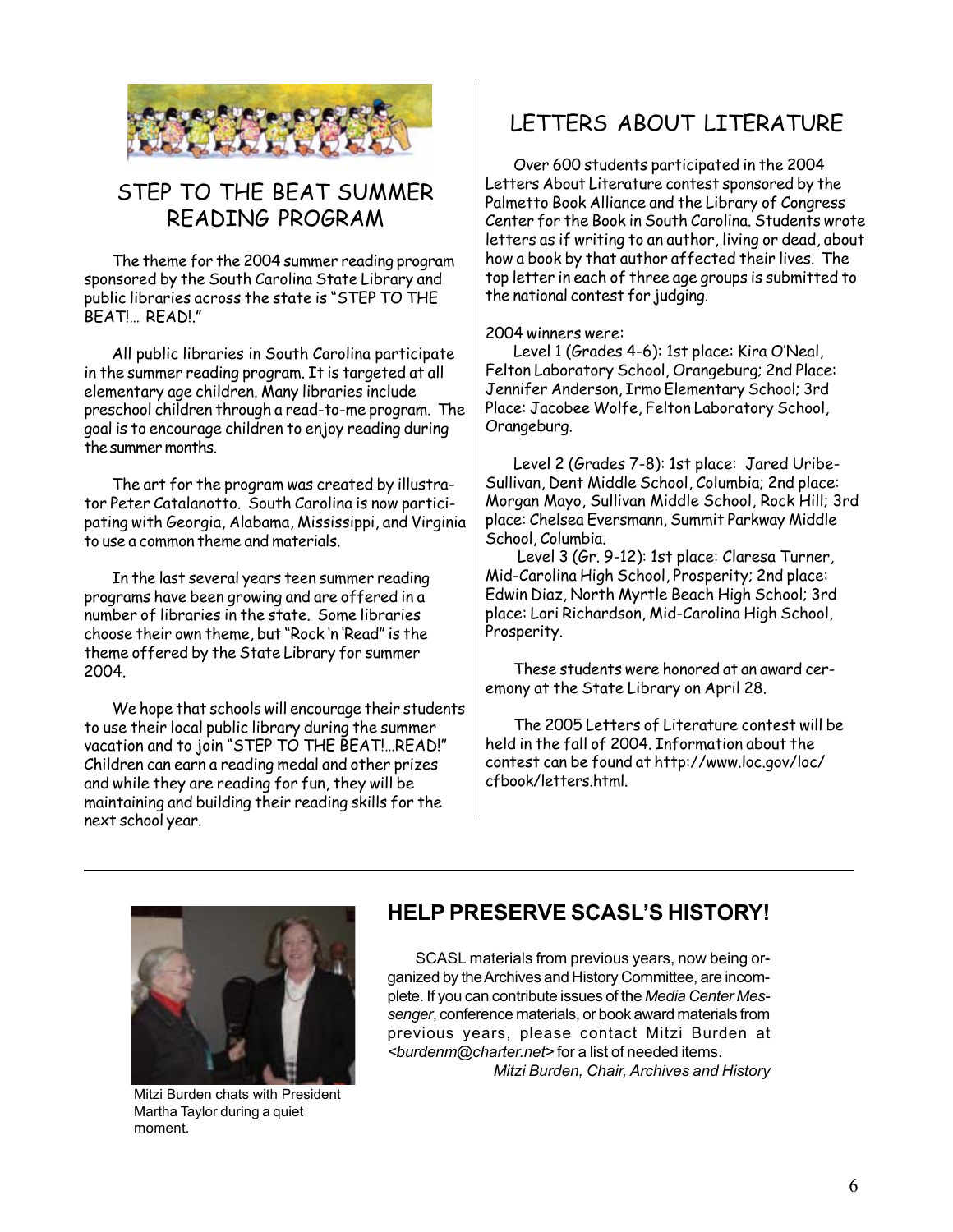## STEP TO THE BEAT SUMMER READING PROGRAM

The theme for the 2004 summer reading program sponsored by the South Carolina State Library and public libraries across the state is "STEP TO THE BEAT!... READ!."

All public libraries in South Carolina participate in the summer reading program. It is targeted at all elementary age children. Many libraries include preschool children through a read-to-me program. The goal is to encourage children to enjoy reading during the summer months.

The art for the program was created by illustrator Peter Catalanotto. South Carolina is now participating with Georgia, Alabama, Mississippi, and Virginia to use a common theme and materials.

In the last several years teen summer reading programs have been growing and are offered in a number of libraries in the state. Some libraries choose their own theme, but "Rock 'n 'Read" is the theme offered by the State Library for summer 2004.

We hope that schools will encourage their students to use their local public library during the summer vacation and to join "STEP TO THE BEAT!...READ!" Children can earn a reading medal and other prizes and while they are reading for fun, they will be maintaining and building their reading skills for the next school year.

## LETTERS ABOUT LITERATURE

Over 600 students participated in the 2004 Letters About Literature contest sponsored by the Palmetto Book Alliance and the Library of Congress Center for the Book in South Carolina. Students wrote letters as if writing to an author, living or dead, about how a book by that author affected their lives. The top letter in each of three age groups is submitted to the national contest for judging.

2004 winners were:

Level 1 (Grades 4-6): 1st place: Kira O'Neal, Felton Laboratory School, Orangeburg; 2nd Place: Jennifer Anderson, Irmo Elementary School; 3rd Place: Jacobee Wolfe, Felton Laboratory School, Orangeburg.

Level 2 (Grades 7-8): 1st place: Jared Uribe-Sullivan, Dent Middle School, Columbia; 2nd place: Morgan Mayo, Sullivan Middle School, Rock Hill; 3rd place: Chelsea Eversmann, Summit Parkway Middle School, Columbia.

Level 3 (Gr. 9-12): 1st place: Claresa Turner, Mid-Carolina High School, Prosperity; 2nd place: Edwin Diaz, North Myrtle Beach High School; 3rd place: Lori Richardson, Mid-Carolina High School, Prosperity.

These students were honored at an award ceremony at the State Library on April 28.

The 2005 Letters of Literature contest will be held in the fall of 2004. Information about the contest can be found at http://www.loc.gov/loc/cfbook/letters.html.

---

Mitzi Burden chats with President Martha Taylor during a quiet moment.

## HELP PRESERVE SCASL'S HISTORY!

SCASL materials from previous years, now being organized by the Archives and History Committee, are incomplete. If you can contribute issues of the *Media Center Messenger*, conference materials, or book award materials from previous years, please contact Mitzi Burden at *<burdenm@charter.net>* for a list of needed items.

*Mitzi Burden, Chair, Archives and History*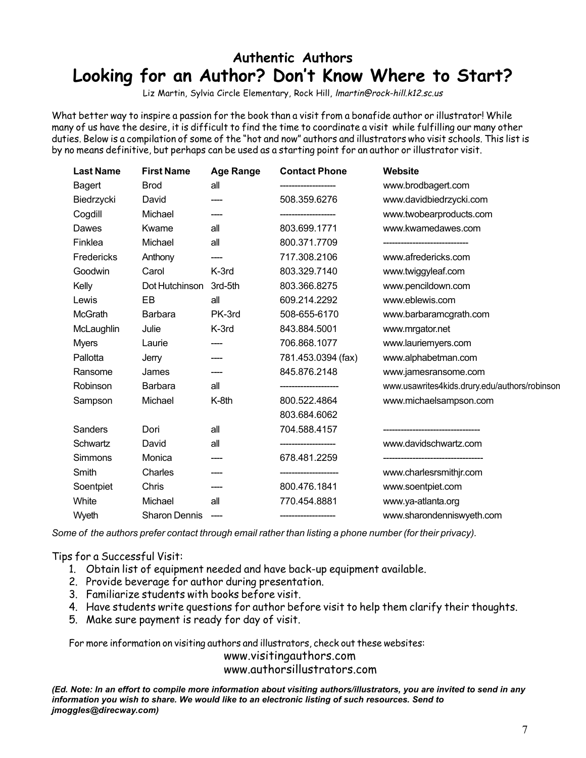## Authentic Authors

# Looking for an Author? Don't Know Where to Start?

Liz Martin, Sylvia Circle Elementary, Rock Hill, *lmartin@rock-hill.k12.sc.us*

What better way to inspire a passion for the book than a visit from a bonafide author or illustrator! While many of us have the desire, it is difficult to find the time to coordinate a visit while fulfilling our many other duties. Below is a compilation of some of the "hot and now" authors and illustrators who visit schools. This list is by no means definitive, but perhaps can be used as a starting point for an author or illustrator visit.

| Last Name | First Name | Age Range | Contact Phone | Website |
|---|---|---|---|---|
| Bagert | Brod | all | ------------------- | www.brodbagert.com |
| Biedrzycki | David | ---- | 508.359.6276 | www.davidbiedrzycki.com |
| Cogdill | Michael | ---- | ------------------- | www.twobearproducts.com |
| Dawes | Kwame | all | 803.699.1771 | www.kwamedawes.com |
| Finklea | Michael | all | 800.371.7709 | ----------------------------- |
| Fredericks | Anthony | ---- | 717.308.2106 | www.afredericks.com |
| Goodwin | Carol | K-3rd | 803.329.7140 | www.twiggyleaf.com |
| Kelly | Dot Hutchinson | 3rd-5th | 803.366.8275 | www.pencildown.com |
| Lewis | EB | all | 609.214.2292 | www.eblewis.com |
| McGrath | Barbara | PK-3rd | 508-655-6170 | www.barbaramcgrath.com |
| McLaughlin | Julie | K-3rd | 843.884.5001 | www.mrgator.net |
| Myers | Laurie | ---- | 706.868.1077 | www.lauriemyers.com |
| Pallotta | Jerry | ---- | 781.453.0394 (fax) | www.alphabetman.com |
| Ransome | James | ---- | 845.876.2148 | www.jamesransome.com |
| Robinson | Barbara | all | -------------------- | www.usawrites4kids.drury.edu/authors/robinson |
| Sampson | Michael | K-8th | 800.522.4864<br>803.684.6062 | www.michaelsampson.com |
| Sanders | Dori | all | 704.588.4157 | --------------------------------- |
| Schwartz | David | all | ------------------- | www.davidschwartz.com |
| Simmons | Monica | ---- | 678.481.2259 | ---------------------------------- |
| Smith | Charles | ---- | -------------------- | www.charlesrsmithjr.com |
| Soentpiet | Chris | ---- | 800.476.1841 | www.soentpiet.com |
| White | Michael | all | 770.454.8881 | www.ya-atlanta.org |
| Wyeth | Sharon Dennis | ---- | ------------------- | www.sharondenniswyeth.com |

*Some of the authors prefer contact through email rather than listing a phone number (for their privacy).*

Tips for a Successful Visit:

1. Obtain list of equipment needed and have back-up equipment available.
2. Provide beverage for author during presentation.
3. Familiarize students with books before visit.
4. Have students write questions for author before visit to help them clarify their thoughts.
5. Make sure payment is ready for day of visit.

For more information on visiting authors and illustrators, check out these websites:

www.visitingauthors.com
www.authorsillustrators.com

***(Ed. Note: In an effort to compile more information about visiting authors/illustrators, you are invited to send in any information you wish to share. We would like to an electronic listing of such resources. Send to jmoggles@direcway.com)***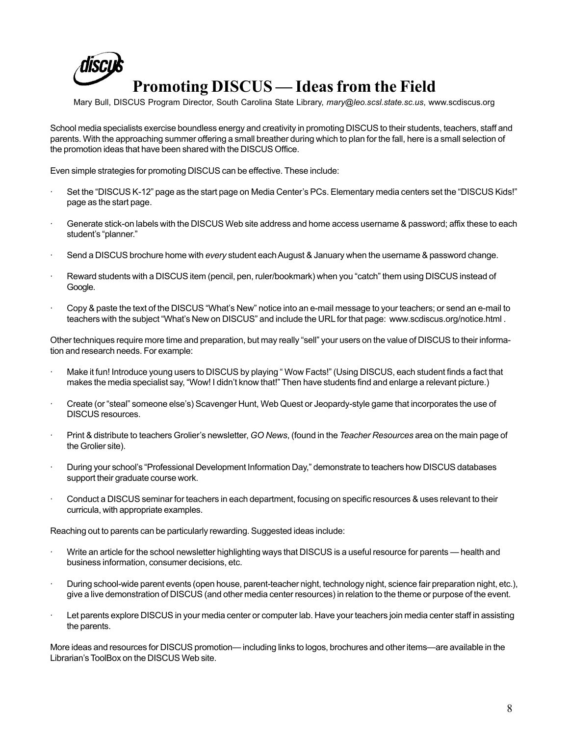# Promoting DISCUS — Ideas from the Field

Mary Bull, DISCUS Program Director, South Carolina State Library, *mary@leo.scsl.state.sc.us*, www.scdiscus.org

School media specialists exercise boundless energy and creativity in promoting DISCUS to their students, teachers, staff and parents. With the approaching summer offering a small breather during which to plan for the fall, here is a small selection of the promotion ideas that have been shared with the DISCUS Office.

Even simple strategies for promoting DISCUS can be effective. These include:

- Set the "DISCUS K-12" page as the start page on Media Center's PCs. Elementary media centers set the "DISCUS Kids!" page as the start page.
- Generate stick-on labels with the DISCUS Web site address and home access username & password; affix these to each student's "planner."
- Send a DISCUS brochure home with *every* student each August & January when the username & password change.
- Reward students with a DISCUS item (pencil, pen, ruler/bookmark) when you "catch" them using DISCUS instead of Google.
- Copy & paste the text of the DISCUS "What's New" notice into an e-mail message to your teachers; or send an e-mail to teachers with the subject "What's New on DISCUS" and include the URL for that page: www.scdiscus.org/notice.html .

Other techniques require more time and preparation, but may really "sell" your users on the value of DISCUS to their information and research needs. For example:

- Make it fun! Introduce young users to DISCUS by playing " Wow Facts!" (Using DISCUS, each student finds a fact that makes the media specialist say, "Wow! I didn't know that!" Then have students find and enlarge a relevant picture.)
- Create (or "steal" someone else's) Scavenger Hunt, Web Quest or Jeopardy-style game that incorporates the use of DISCUS resources.
- Print & distribute to teachers Grolier's newsletter, *GO News*, (found in the *Teacher Resources* area on the main page of the Grolier site).
- During your school's "Professional Development Information Day," demonstrate to teachers how DISCUS databases support their graduate course work.
- Conduct a DISCUS seminar for teachers in each department, focusing on specific resources & uses relevant to their curricula, with appropriate examples.

Reaching out to parents can be particularly rewarding. Suggested ideas include:

- Write an article for the school newsletter highlighting ways that DISCUS is a useful resource for parents — health and business information, consumer decisions, etc.
- During school-wide parent events (open house, parent-teacher night, technology night, science fair preparation night, etc.), give a live demonstration of DISCUS (and other media center resources) in relation to the theme or purpose of the event.
- Let parents explore DISCUS in your media center or computer lab. Have your teachers join media center staff in assisting the parents.

More ideas and resources for DISCUS promotion— including links to logos, brochures and other items—are available in the Librarian's ToolBox on the DISCUS Web site.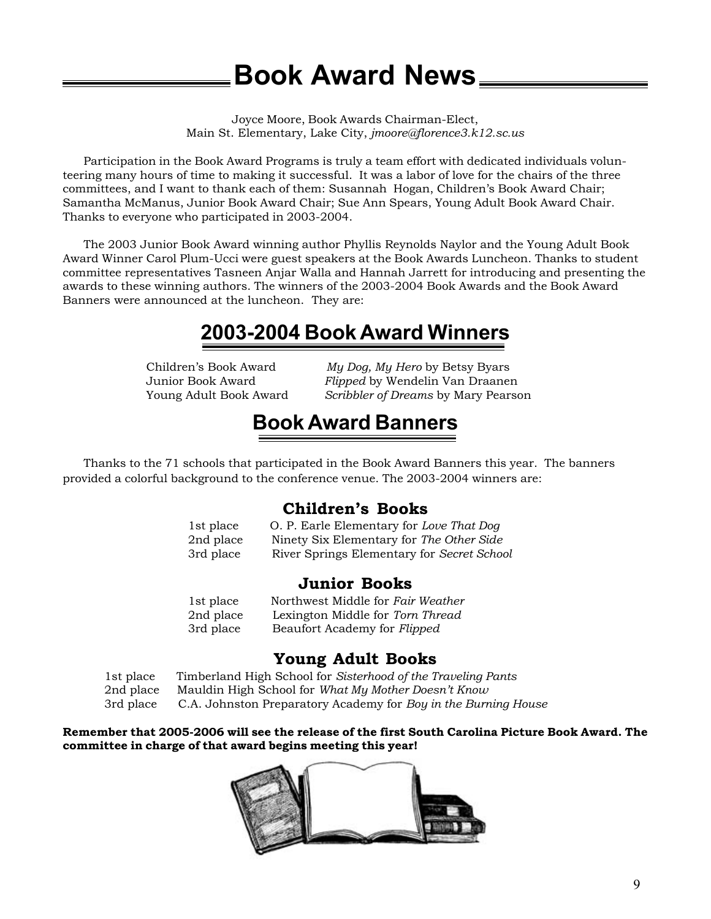# Book Award News

Joyce Moore, Book Awards Chairman-Elect,
Main St. Elementary, Lake City, *jmoore@florence3.k12.sc.us*

Participation in the Book Award Programs is truly a team effort with dedicated individuals volunteering many hours of time to making it successful. It was a labor of love for the chairs of the three committees, and I want to thank each of them: Susannah Hogan, Children's Book Award Chair; Samantha McManus, Junior Book Award Chair; Sue Ann Spears, Young Adult Book Award Chair. Thanks to everyone who participated in 2003-2004.

The 2003 Junior Book Award winning author Phyllis Reynolds Naylor and the Young Adult Book Award Winner Carol Plum-Ucci were guest speakers at the Book Awards Luncheon. Thanks to student committee representatives Tasneen Anjar Walla and Hannah Jarrett for introducing and presenting the awards to these winning authors. The winners of the 2003-2004 Book Awards and the Book Award Banners were announced at the luncheon. They are:

## 2003-2004 Book Award Winners

| | |
|---|---|
| Children's Book Award | *My Dog, My Hero* by Betsy Byars |
| Junior Book Award | *Flipped* by Wendelin Van Draanen |
| Young Adult Book Award | *Scribbler of Dreams* by Mary Pearson |

## Book Award Banners

Thanks to the 71 schools that participated in the Book Award Banners this year. The banners provided a colorful background to the conference venue. The 2003-2004 winners are:

### Children's Books

| | |
|---|---|
| 1st place | O. P. Earle Elementary for *Love That Dog* |
| 2nd place | Ninety Six Elementary for *The Other Side* |
| 3rd place | River Springs Elementary for *Secret School* |

### Junior Books

| | |
|---|---|
| 1st place | Northwest Middle for *Fair Weather* |
| 2nd place | Lexington Middle for *Torn Thread* |
| 3rd place | Beaufort Academy for *Flipped* |

### Young Adult Books

| | |
|---|---|
| 1st place | Timberland High School for *Sisterhood of the Traveling Pants* |
| 2nd place | Mauldin High School for *What My Mother Doesn't Know* |
| 3rd place | C.A. Johnston Preparatory Academy for *Boy in the Burning House* |

**Remember that 2005-2006 will see the release of the first South Carolina Picture Book Award. The committee in charge of that award begins meeting this year!**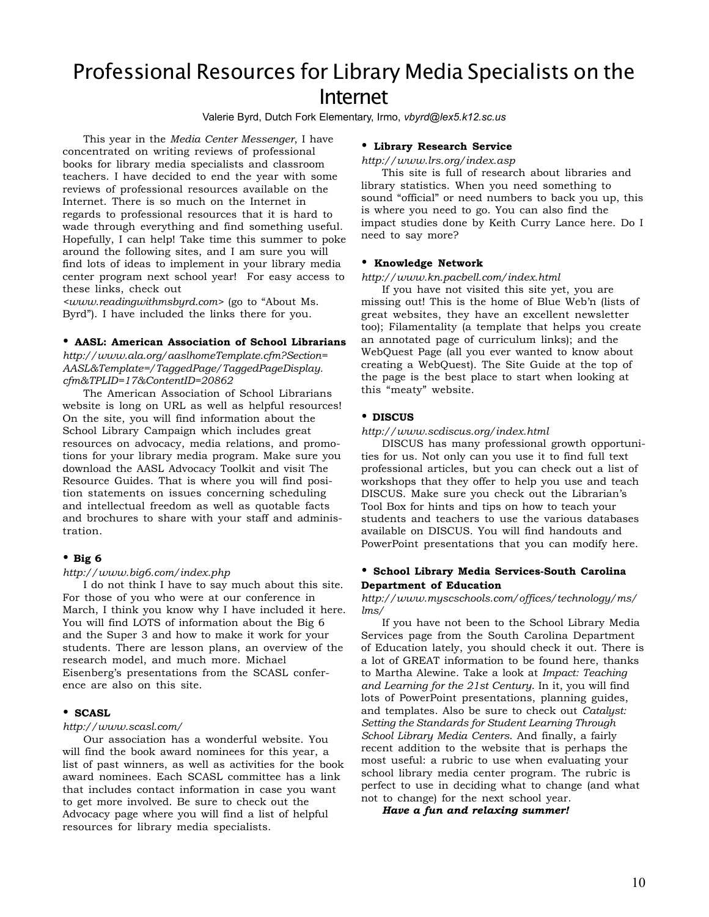# Professional Resources for Library Media Specialists on the Internet

Valerie Byrd, Dutch Fork Elementary, Irmo, *vbyrd@lex5.k12.sc.us*

This year in the *Media Center Messenger*, I have concentrated on writing reviews of professional books for library media specialists and classroom teachers. I have decided to end the year with some reviews of professional resources available on the Internet. There is so much on the Internet in regards to professional resources that it is hard to wade through everything and find something useful. Hopefully, I can help! Take time this summer to poke around the following sites, and I am sure you will find lots of ideas to implement in your library media center program next school year! For easy access to these links, check out <www.readingwithmsbyrd.com> (go to "About Ms. Byrd"). I have included the links there for you.

- **AASL: American Association of School Librarians**

*http://www.ala.org/aaslhomeTemplate.cfm?Section=AASL&Template=/TaggedPage/TaggedPageDisplay.cfm&TPLID=17&ContentID=20862*

The American Association of School Librarians website is long on URL as well as helpful resources! On the site, you will find information about the School Library Campaign which includes great resources on advocacy, media relations, and promotions for your library media program. Make sure you download the AASL Advocacy Toolkit and visit The Resource Guides. That is where you will find position statements on issues concerning scheduling and intellectual freedom as well as quotable facts and brochures to share with your staff and administration.

- **Big 6**

*http://www.big6.com/index.php*

I do not think I have to say much about this site. For those of you who were at our conference in March, I think you know why I have included it here. You will find LOTS of information about the Big 6 and the Super 3 and how to make it work for your students. There are lesson plans, an overview of the research model, and much more. Michael Eisenberg's presentations from the SCASL conference are also on this site.

- **SCASL**

*http://www.scasl.com/*

Our association has a wonderful website. You will find the book award nominees for this year, a list of past winners, as well as activities for the book award nominees. Each SCASL committee has a link that includes contact information in case you want to get more involved. Be sure to check out the Advocacy page where you will find a list of helpful resources for library media specialists.

- **Library Research Service**

*http://www.lrs.org/index.asp*

This site is full of research about libraries and library statistics. When you need something to sound "official" or need numbers to back you up, this is where you need to go. You can also find the impact studies done by Keith Curry Lance here. Do I need to say more?

- **Knowledge Network**

*http://www.kn.pacbell.com/index.html*

If you have not visited this site yet, you are missing out! This is the home of Blue Web'n (lists of great websites, they have an excellent newsletter too); Filamentality (a template that helps you create an annotated page of curriculum links); and the WebQuest Page (all you ever wanted to know about creating a WebQuest). The Site Guide at the top of the page is the best place to start when looking at this "meaty" website.

- **DISCUS**

*http://www.scdiscus.org/index.html*

DISCUS has many professional growth opportunities for us. Not only can you use it to find full text professional articles, but you can check out a list of workshops that they offer to help you use and teach DISCUS. Make sure you check out the Librarian's Tool Box for hints and tips on how to teach your students and teachers to use the various databases available on DISCUS. You will find handouts and PowerPoint presentations that you can modify here.

- **School Library Media Services-South Carolina Department of Education**

*http://www.myscschools.com/offices/technology/ms/lms/*

If you have not been to the School Library Media Services page from the South Carolina Department of Education lately, you should check it out. There is a lot of GREAT information to be found here, thanks to Martha Alewine. Take a look at *Impact: Teaching and Learning for the 21st Century*. In it, you will find lots of PowerPoint presentations, planning guides, and templates. Also be sure to check out *Catalyst: Setting the Standards for Student Learning Through School Library Media Centers*. And finally, a fairly recent addition to the website that is perhaps the most useful: a rubric to use when evaluating your school library media center program. The rubric is perfect to use in deciding what to change (and what not to change) for the next school year.

***Have a fun and relaxing summer!***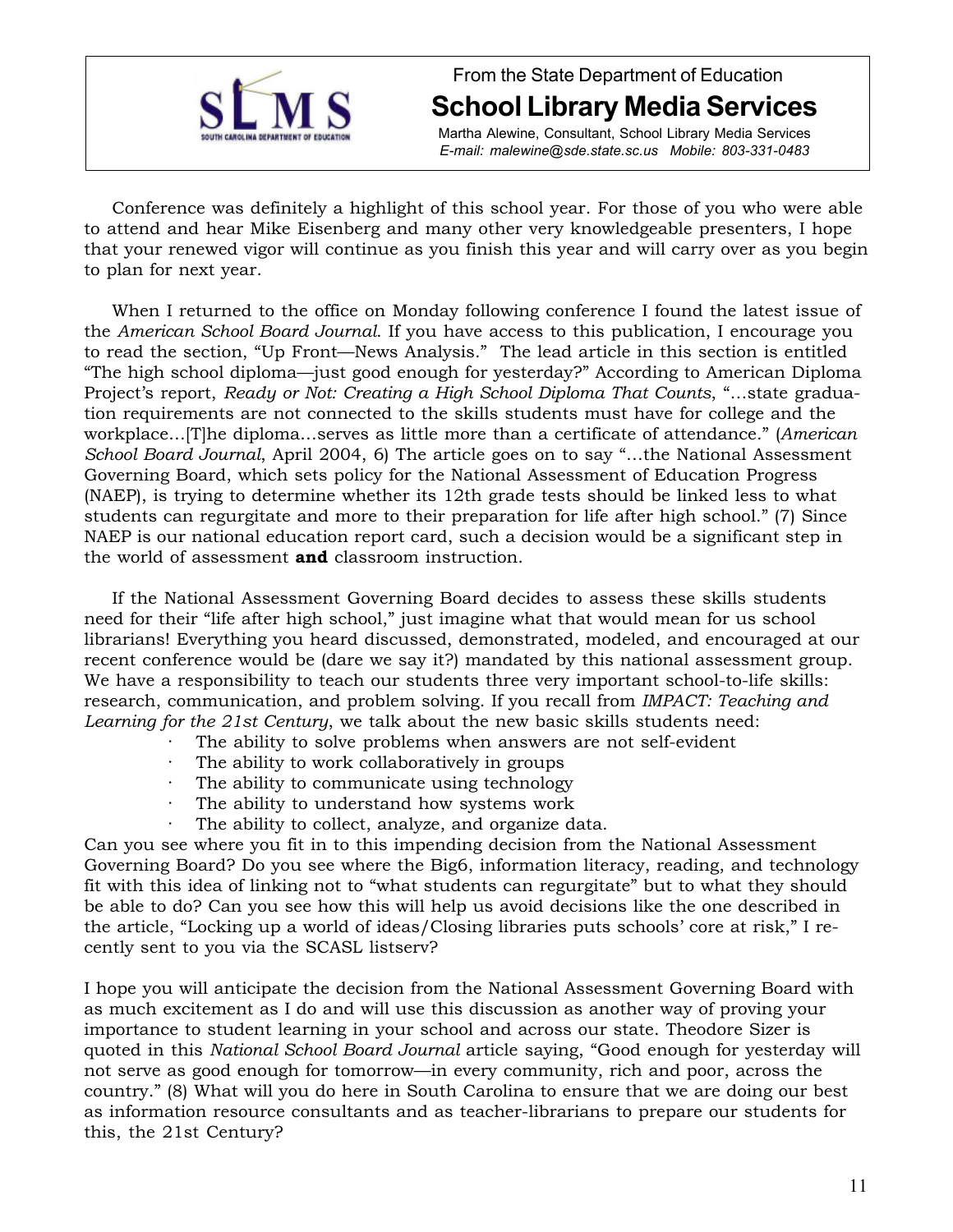From the State Department of Education

# School Library Media Services

Martha Alewine, Consultant, School Library Media Services
*E-mail: malewine@sde.state.sc.us Mobile: 803-331-0483*

Conference was definitely a highlight of this school year. For those of you who were able to attend and hear Mike Eisenberg and many other very knowledgeable presenters, I hope that your renewed vigor will continue as you finish this year and will carry over as you begin to plan for next year.

When I returned to the office on Monday following conference I found the latest issue of the *American School Board Journal*. If you have access to this publication, I encourage you to read the section, "Up Front—News Analysis." The lead article in this section is entitled "The high school diploma—just good enough for yesterday?" According to American Diploma Project's report, *Ready or Not: Creating a High School Diploma That Counts*, "…state graduation requirements are not connected to the skills students must have for college and the workplace…[T]he diploma…serves as little more than a certificate of attendance." (*American School Board Journal*, April 2004, 6) The article goes on to say "…the National Assessment Governing Board, which sets policy for the National Assessment of Education Progress (NAEP), is trying to determine whether its 12th grade tests should be linked less to what students can regurgitate and more to their preparation for life after high school." (7) Since NAEP is our national education report card, such a decision would be a significant step in the world of assessment **and** classroom instruction.

If the National Assessment Governing Board decides to assess these skills students need for their "life after high school," just imagine what that would mean for us school librarians! Everything you heard discussed, demonstrated, modeled, and encouraged at our recent conference would be (dare we say it?) mandated by this national assessment group. We have a responsibility to teach our students three very important school-to-life skills: research, communication, and problem solving. If you recall from *IMPACT: Teaching and Learning for the 21st Century*, we talk about the new basic skills students need:

- The ability to solve problems when answers are not self-evident
- The ability to work collaboratively in groups
- The ability to communicate using technology
- The ability to understand how systems work
- The ability to collect, analyze, and organize data.

Can you see where you fit in to this impending decision from the National Assessment Governing Board? Do you see where the Big6, information literacy, reading, and technology fit with this idea of linking not to "what students can regurgitate" but to what they should be able to do? Can you see how this will help us avoid decisions like the one described in the article, "Locking up a world of ideas/Closing libraries puts schools' core at risk," I recently sent to you via the SCASL listserv?

I hope you will anticipate the decision from the National Assessment Governing Board with as much excitement as I do and will use this discussion as another way of proving your importance to student learning in your school and across our state. Theodore Sizer is quoted in this *National School Board Journal* article saying, "Good enough for yesterday will not serve as good enough for tomorrow—in every community, rich and poor, across the country." (8) What will you do here in South Carolina to ensure that we are doing our best as information resource consultants and as teacher-librarians to prepare our students for this, the 21st Century?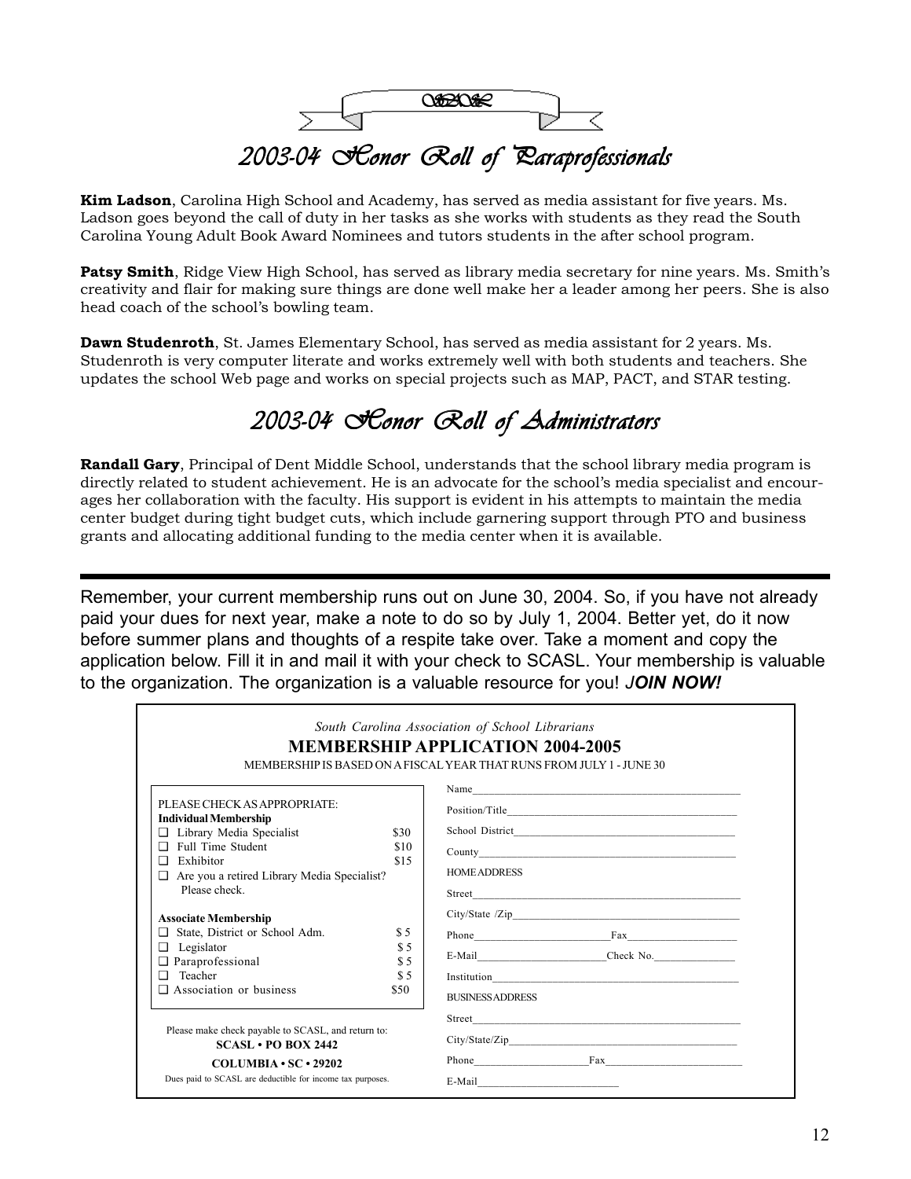## 2003-04 Honor Roll of Paraprofessionals

**Kim Ladson**, Carolina High School and Academy, has served as media assistant for five years. Ms. Ladson goes beyond the call of duty in her tasks as she works with students as they read the South Carolina Young Adult Book Award Nominees and tutors students in the after school program.

**Patsy Smith**, Ridge View High School, has served as library media secretary for nine years. Ms. Smith's creativity and flair for making sure things are done well make her a leader among her peers. She is also head coach of the school's bowling team.

**Dawn Studenroth**, St. James Elementary School, has served as media assistant for 2 years. Ms. Studenroth is very computer literate and works extremely well with both students and teachers. She updates the school Web page and works on special projects such as MAP, PACT, and STAR testing.

## 2003-04 Honor Roll of Administrators

**Randall Gary**, Principal of Dent Middle School, understands that the school library media program is directly related to student achievement. He is an advocate for the school's media specialist and encourages her collaboration with the faculty. His support is evident in his attempts to maintain the media center budget during tight budget cuts, which include garnering support through PTO and business grants and allocating additional funding to the media center when it is available.

---

Remember, your current membership runs out on June 30, 2004. So, if you have not already paid your dues for next year, make a note to do so by July 1, 2004. Better yet, do it now before summer plans and thoughts of a respite take over. Take a moment and copy the application below. Fill it in and mail it with your check to SCASL. Your membership is valuable to the organization. The organization is a valuable resource for you! ***JOIN NOW!***

*South Carolina Association of School Librarians*

**MEMBERSHIP APPLICATION 2004-2005**

MEMBERSHIP IS BASED ON A FISCAL YEAR THAT RUNS FROM JULY 1 - JUNE 30

PLEASE CHECK AS APPROPRIATE:

**Individual Membership**

- ❑ Library Media Specialist $30
- ❑ Full Time Student $10
- ❑ Exhibitor $15
- ❑ Are you a retired Library Media Specialist? Please check.

**Associate Membership**

- ❑ State, District or School Adm. $ 5
- ❑ Legislator $ 5
- ❑ Paraprofessional $ 5
- ❑ Teacher $ 5
- ❑ Association or business $50

Please make check payable to SCASL, and return to:

**SCASL • PO BOX 2442**

**COLUMBIA • SC • 29202**

Dues paid to SCASL are deductible for income tax purposes.

Name\_\_\_\_\_\_\_\_\_\_\_\_\_\_\_\_\_\_\_\_

Position/Title\_\_\_\_\_\_\_\_\_\_\_\_\_\_\_\_\_\_\_\_

School District\_\_\_\_\_\_\_\_\_\_\_\_\_\_\_\_\_\_\_\_

County\_\_\_\_\_\_\_\_\_\_\_\_\_\_\_\_\_\_\_\_

HOME ADDRESS

Street\_\_\_\_\_\_\_\_\_\_\_\_\_\_\_\_\_\_\_\_

City/State /Zip\_\_\_\_\_\_\_\_\_\_\_\_\_\_\_\_\_\_\_\_

Phone\_\_\_\_\_\_\_\_\_\_ Fax\_\_\_\_\_\_\_\_\_\_

E-Mail\_\_\_\_\_\_\_\_\_\_ Check No.\_\_\_\_\_\_\_\_\_\_

Institution\_\_\_\_\_\_\_\_\_\_\_\_\_\_\_\_\_\_\_\_

BUSINESS ADDRESS

Street\_\_\_\_\_\_\_\_\_\_\_\_\_\_\_\_\_\_\_\_

City/State/Zip\_\_\_\_\_\_\_\_\_\_\_\_\_\_\_\_\_\_\_\_

Phone\_\_\_\_\_\_\_\_\_\_ Fax\_\_\_\_\_\_\_\_\_\_

E-Mail\_\_\_\_\_\_\_\_\_\_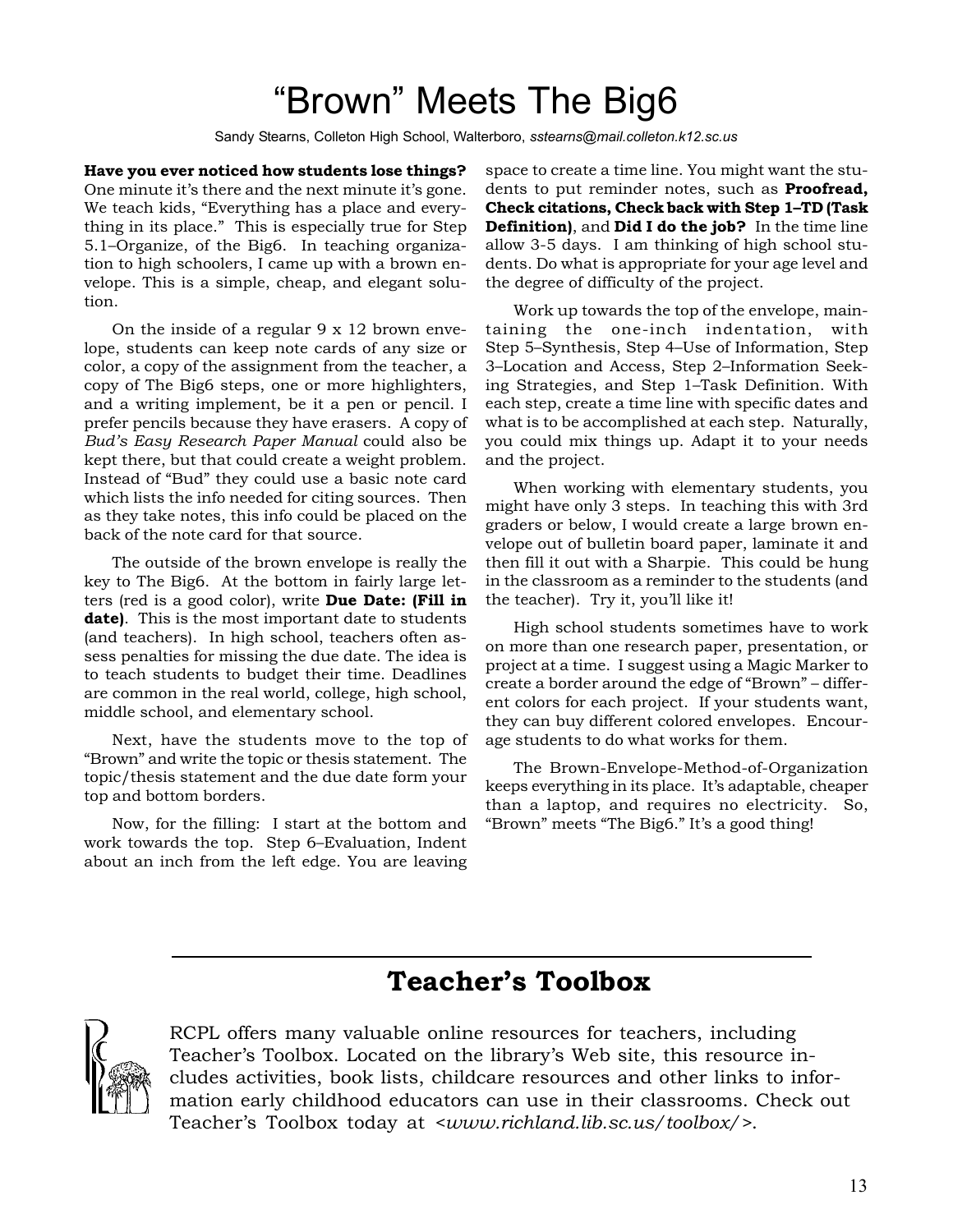// Title with byline, bolded intro lead-in, main body,
# "Brown" Meets The Big6

Sandy Stearns, Colleton High School, Walterboro, *sstearns@mail.colleton.k12.sc.us*

**Have you ever noticed how students lose things?** One minute it's there and the next minute it's gone. We teach kids, "Everything has a place and everything in its place." This is especially true for Step 5.1–Organize, of the Big6. In teaching organization to high schoolers, I came up with a brown envelope. This is a simple, cheap, and elegant solution.

On the inside of a regular 9 x 12 brown envelope, students can keep note cards of any size or color, a copy of the assignment from the teacher, a copy of The Big6 steps, one or more highlighters, and a writing implement, be it a pen or pencil. I prefer pencils because they have erasers. A copy of *Bud's Easy Research Paper Manual* could also be kept there, but that could create a weight problem. Instead of "Bud" they could use a basic note card which lists the info needed for citing sources. Then as they take notes, this info could be placed on the back of the note card for that source.

The outside of the brown envelope is really the key to The Big6. At the bottom in fairly large letters (red is a good color), write **Due Date: (Fill in date)**. This is the most important date to students (and teachers). In high school, teachers often assess penalties for missing the due date. The idea is to teach students to budget their time. Deadlines are common in the real world, college, high school, middle school, and elementary school.

Next, have the students move to the top of "Brown" and write the topic or thesis statement. The topic/thesis statement and the due date form your top and bottom borders.

Now, for the filling: I start at the bottom and work towards the top. Step 6–Evaluation, Indent about an inch from the left edge. You are leaving space to create a time line. You might want the students to put reminder notes, such as **Proofread, Check citations, Check back with Step 1–TD (Task Definition)**, and **Did I do the job?** In the time line allow 3-5 days. I am thinking of high school students. Do what is appropriate for your age level and the degree of difficulty of the project.

Work up towards the top of the envelope, maintaining the one-inch indentation, with Step 5–Synthesis, Step 4–Use of Information, Step 3–Location and Access, Step 2–Information Seeking Strategies, and Step 1–Task Definition. With each step, create a time line with specific dates and what is to be accomplished at each step. Naturally, you could mix things up. Adapt it to your needs and the project.

When working with elementary students, you might have only 3 steps. In teaching this with 3rd graders or below, I would create a large brown envelope out of bulletin board paper, laminate it and then fill it out with a Sharpie. This could be hung in the classroom as a reminder to the students (and the teacher). Try it, you'll like it!

High school students sometimes have to work on more than one research paper, presentation, or project at a time. I suggest using a Magic Marker to create a border around the edge of "Brown" – different colors for each project. If your students want, they can buy different colored envelopes. Encourage students to do what works for them.

The Brown-Envelope-Method-of-Organization keeps everything in its place. It's adaptable, cheaper than a laptop, and requires no electricity. So, "Brown" meets "The Big6." It's a good thing!

## Teacher's Toolbox

RCPL offers many valuable online resources for teachers, including Teacher's Toolbox. Located on the library's Web site, this resource includes activities, book lists, childcare resources and other links to information early childhood educators can use in their classrooms. Check out Teacher's Toolbox today at <*www.richland.lib.sc.us/toolbox/*>.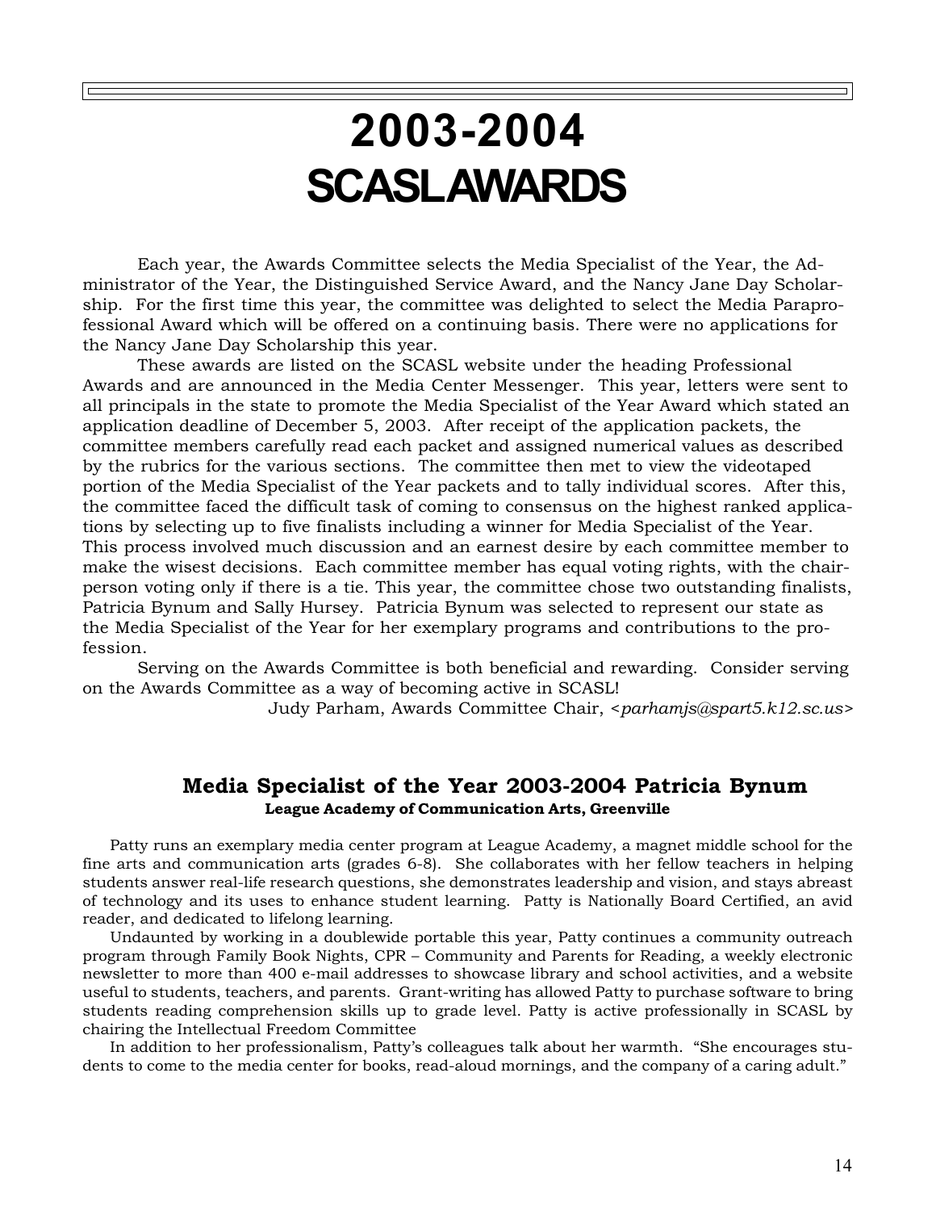# 2003-2004 SCASL AWARDS

Each year, the Awards Committee selects the Media Specialist of the Year, the Administrator of the Year, the Distinguished Service Award, and the Nancy Jane Day Scholarship. For the first time this year, the committee was delighted to select the Media Paraprofessional Award which will be offered on a continuing basis. There were no applications for the Nancy Jane Day Scholarship this year.

These awards are listed on the SCASL website under the heading Professional Awards and are announced in the Media Center Messenger. This year, letters were sent to all principals in the state to promote the Media Specialist of the Year Award which stated an application deadline of December 5, 2003. After receipt of the application packets, the committee members carefully read each packet and assigned numerical values as described by the rubrics for the various sections. The committee then met to view the videotaped portion of the Media Specialist of the Year packets and to tally individual scores. After this, the committee faced the difficult task of coming to consensus on the highest ranked applications by selecting up to five finalists including a winner for Media Specialist of the Year. This process involved much discussion and an earnest desire by each committee member to make the wisest decisions. Each committee member has equal voting rights, with the chairperson voting only if there is a tie. This year, the committee chose two outstanding finalists, Patricia Bynum and Sally Hursey. Patricia Bynum was selected to represent our state as the Media Specialist of the Year for her exemplary programs and contributions to the profession.

Serving on the Awards Committee is both beneficial and rewarding. Consider serving on the Awards Committee as a way of becoming active in SCASL!

Judy Parham, Awards Committee Chair, <*parhamjs@spart5.k12.sc.us*>

## Media Specialist of the Year 2003-2004 Patricia Bynum

**League Academy of Communication Arts, Greenville**

Patty runs an exemplary media center program at League Academy, a magnet middle school for the fine arts and communication arts (grades 6-8). She collaborates with her fellow teachers in helping students answer real-life research questions, she demonstrates leadership and vision, and stays abreast of technology and its uses to enhance student learning. Patty is Nationally Board Certified, an avid reader, and dedicated to lifelong learning.

Undaunted by working in a doublewide portable this year, Patty continues a community outreach program through Family Book Nights, CPR – Community and Parents for Reading, a weekly electronic newsletter to more than 400 e-mail addresses to showcase library and school activities, and a website useful to students, teachers, and parents. Grant-writing has allowed Patty to purchase software to bring students reading comprehension skills up to grade level. Patty is active professionally in SCASL by chairing the Intellectual Freedom Committee

In addition to her professionalism, Patty's colleagues talk about her warmth. "She encourages students to come to the media center for books, read-aloud mornings, and the company of a caring adult."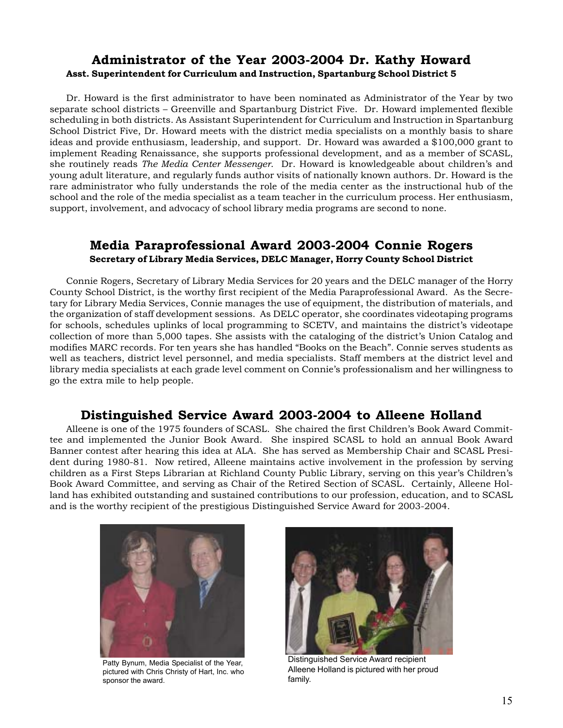## Administrator of the Year 2003-2004 Dr. Kathy Howard

**Asst. Superintendent for Curriculum and Instruction, Spartanburg School District 5**

Dr. Howard is the first administrator to have been nominated as Administrator of the Year by two separate school districts – Greenville and Spartanburg District Five. Dr. Howard implemented flexible scheduling in both districts. As Assistant Superintendent for Curriculum and Instruction in Spartanburg School District Five, Dr. Howard meets with the district media specialists on a monthly basis to share ideas and provide enthusiasm, leadership, and support. Dr. Howard was awarded a $100,000 grant to implement Reading Renaissance, she supports professional development, and as a member of SCASL, she routinely reads *The Media Center Messenger*. Dr. Howard is knowledgeable about children's and young adult literature, and regularly funds author visits of nationally known authors. Dr. Howard is the rare administrator who fully understands the role of the media center as the instructional hub of the school and the role of the media specialist as a team teacher in the curriculum process. Her enthusiasm, support, involvement, and advocacy of school library media programs are second to none.

## Media Paraprofessional Award 2003-2004 Connie Rogers

**Secretary of Library Media Services, DELC Manager, Horry County School District**

Connie Rogers, Secretary of Library Media Services for 20 years and the DELC manager of the Horry County School District, is the worthy first recipient of the Media Paraprofessional Award. As the Secretary for Library Media Services, Connie manages the use of equipment, the distribution of materials, and the organization of staff development sessions. As DELC operator, she coordinates videotaping programs for schools, schedules uplinks of local programming to SCETV, and maintains the district's videotape collection of more than 5,000 tapes. She assists with the cataloging of the district's Union Catalog and modifies MARC records. For ten years she has handled "Books on the Beach". Connie serves students as well as teachers, district level personnel, and media specialists. Staff members at the district level and library media specialists at each grade level comment on Connie's professionalism and her willingness to go the extra mile to help people.

## Distinguished Service Award 2003-2004 to Alleene Holland

Alleene is one of the 1975 founders of SCASL. She chaired the first Children's Book Award Committee and implemented the Junior Book Award. She inspired SCASL to hold an annual Book Award Banner contest after hearing this idea at ALA. She has served as Membership Chair and SCASL President during 1980-81. Now retired, Alleene maintains active involvement in the profession by serving children as a First Steps Librarian at Richland County Public Library, serving on this year's Children's Book Award Committee, and serving as Chair of the Retired Section of SCASL. Certainly, Alleene Holland has exhibited outstanding and sustained contributions to our profession, education, and to SCASL and is the worthy recipient of the prestigious Distinguished Service Award for 2003-2004.

Patty Bynum, Media Specialist of the Year, pictured with Chris Christy of Hart, Inc. who sponsor the award.

Distinguished Service Award recipient Alleene Holland is pictured with her proud family.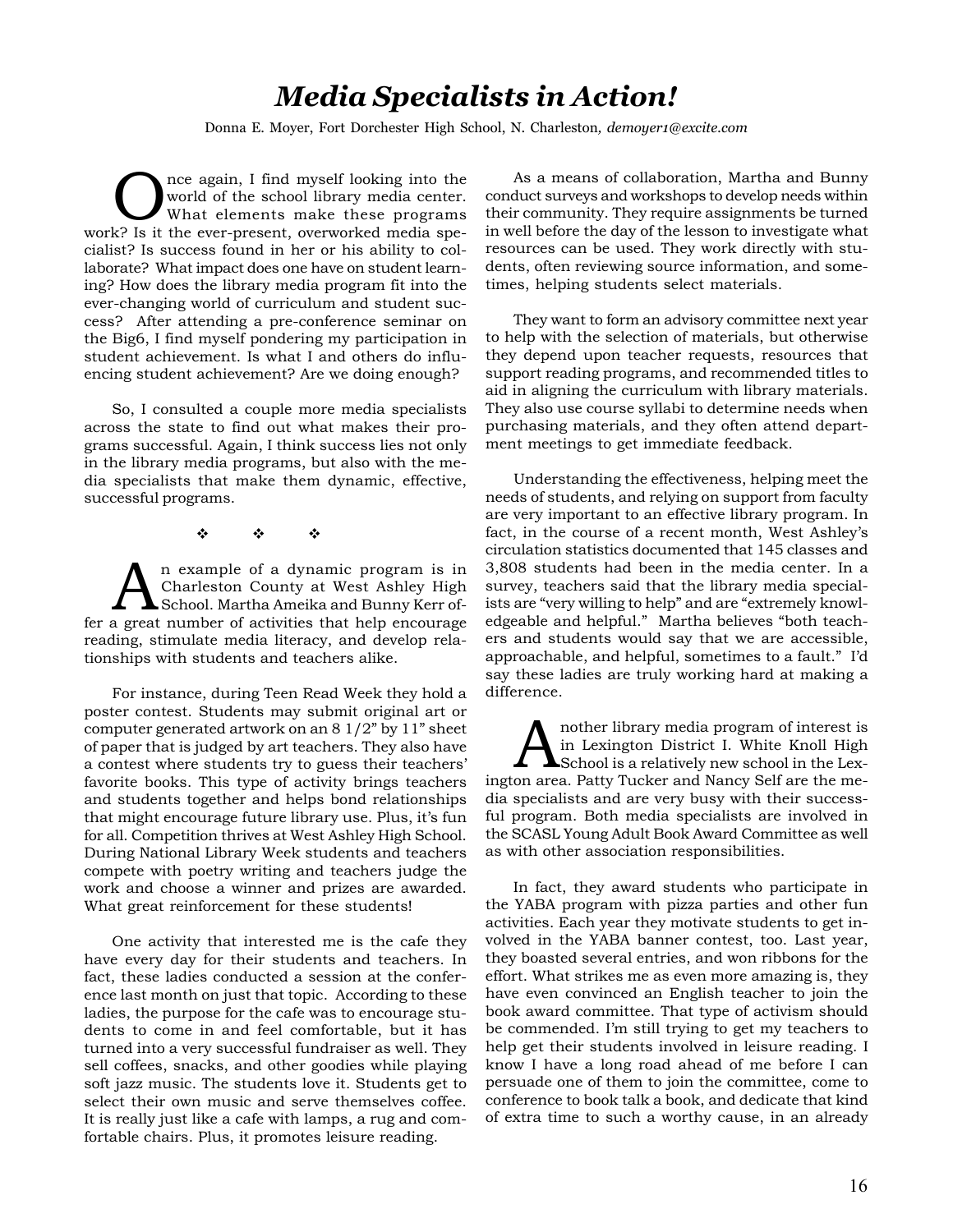# *Media Specialists in Action!*

Donna E. Moyer, Fort Dorchester High School, N. Charleston, *demoyer1@excite.com*

Once again, I find myself looking into the world of the school library media center. What elements make these programs work? Is it the ever-present, overworked media specialist? Is success found in her or his ability to collaborate? What impact does one have on student learning? How does the library media program fit into the ever-changing world of curriculum and student success? After attending a pre-conference seminar on the Big6, I find myself pondering my participation in student achievement. Is what I and others do influencing student achievement? Are we doing enough?

So, I consulted a couple more media specialists across the state to find out what makes their programs successful. Again, I think success lies not only in the library media programs, but also with the media specialists that make them dynamic, effective, successful programs.

❖ ❖ ❖

An example of a dynamic program is in Charleston County at West Ashley High School. Martha Ameika and Bunny Kerr offer a great number of activities that help encourage reading, stimulate media literacy, and develop relationships with students and teachers alike.

For instance, during Teen Read Week they hold a poster contest. Students may submit original art or computer generated artwork on an 8 1/2" by 11" sheet of paper that is judged by art teachers. They also have a contest where students try to guess their teachers' favorite books. This type of activity brings teachers and students together and helps bond relationships that might encourage future library use. Plus, it's fun for all. Competition thrives at West Ashley High School. During National Library Week students and teachers compete with poetry writing and teachers judge the work and choose a winner and prizes are awarded. What great reinforcement for these students!

One activity that interested me is the cafe they have every day for their students and teachers. In fact, these ladies conducted a session at the conference last month on just that topic. According to these ladies, the purpose for the cafe was to encourage students to come in and feel comfortable, but it has turned into a very successful fundraiser as well. They sell coffees, snacks, and other goodies while playing soft jazz music. The students love it. Students get to select their own music and serve themselves coffee. It is really just like a cafe with lamps, a rug and comfortable chairs. Plus, it promotes leisure reading.

As a means of collaboration, Martha and Bunny conduct surveys and workshops to develop needs within their community. They require assignments be turned in well before the day of the lesson to investigate what resources can be used. They work directly with students, often reviewing source information, and sometimes, helping students select materials.

They want to form an advisory committee next year to help with the selection of materials, but otherwise they depend upon teacher requests, resources that support reading programs, and recommended titles to aid in aligning the curriculum with library materials. They also use course syllabi to determine needs when purchasing materials, and they often attend department meetings to get immediate feedback.

Understanding the effectiveness, helping meet the needs of students, and relying on support from faculty are very important to an effective library program. In fact, in the course of a recent month, West Ashley's circulation statistics documented that 145 classes and 3,808 students had been in the media center. In a survey, teachers said that the library media specialists are "very willing to help" and are "extremely knowledgeable and helpful." Martha believes "both teachers and students would say that we are accessible, approachable, and helpful, sometimes to a fault." I'd say these ladies are truly working hard at making a difference.

Another library media program of interest is in Lexington District I. White Knoll High School is a relatively new school in the Lexington area. Patty Tucker and Nancy Self are the media specialists and are very busy with their successful program. Both media specialists are involved in the SCASL Young Adult Book Award Committee as well as with other association responsibilities.

In fact, they award students who participate in the YABA program with pizza parties and other fun activities. Each year they motivate students to get involved in the YABA banner contest, too. Last year, they boasted several entries, and won ribbons for the effort. What strikes me as even more amazing is, they have even convinced an English teacher to join the book award committee. That type of activism should be commended. I'm still trying to get my teachers to help get their students involved in leisure reading. I know I have a long road ahead of me before I can persuade one of them to join the committee, come to conference to book talk a book, and dedicate that kind of extra time to such a worthy cause, in an already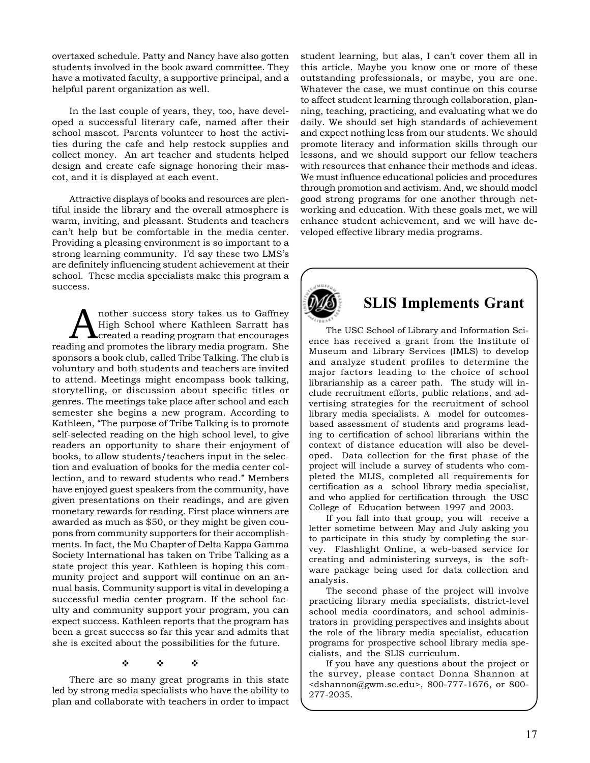overtaxed schedule. Patty and Nancy have also gotten students involved in the book award committee. They have a motivated faculty, a supportive principal, and a helpful parent organization as well.

In the last couple of years, they, too, have developed a successful literary cafe, named after their school mascot. Parents volunteer to host the activities during the cafe and help restock supplies and collect money. An art teacher and students helped design and create cafe signage honoring their mascot, and it is displayed at each event.

Attractive displays of books and resources are plentiful inside the library and the overall atmosphere is warm, inviting, and pleasant. Students and teachers can't help but be comfortable in the media center. Providing a pleasing environment is so important to a strong learning community. I'd say these two LMS's are definitely influencing student achievement at their school. These media specialists make this program a success.

Another success story takes us to Gaffney High School where Kathleen Sarratt has created a reading program that encourages reading and promotes the library media program. She sponsors a book club, called Tribe Talking. The club is voluntary and both students and teachers are invited to attend. Meetings might encompass book talking, storytelling, or discussion about specific titles or genres. The meetings take place after school and each semester she begins a new program. According to Kathleen, "The purpose of Tribe Talking is to promote self-selected reading on the high school level, to give readers an opportunity to share their enjoyment of books, to allow students/teachers input in the selection and evaluation of books for the media center collection, and to reward students who read." Members have enjoyed guest speakers from the community, have given presentations on their readings, and are given monetary rewards for reading. First place winners are awarded as much as $50, or they might be given coupons from community supporters for their accomplishments. In fact, the Mu Chapter of Delta Kappa Gamma Society International has taken on Tribe Talking as a state project this year. Kathleen is hoping this community project and support will continue on an annual basis. Community support is vital in developing a successful media center program. If the school faculty and community support your program, you can expect success. Kathleen reports that the program has been a great success so far this year and admits that she is excited about the possibilities for the future.

❖ ❖ ❖

There are so many great programs in this state led by strong media specialists who have the ability to plan and collaborate with teachers in order to impact student learning, but alas, I can't cover them all in this article. Maybe you know one or more of these outstanding professionals, or maybe, you are one. Whatever the case, we must continue on this course to affect student learning through collaboration, planning, teaching, practicing, and evaluating what we do daily. We should set high standards of achievement and expect nothing less from our students. We should promote literacy and information skills through our lessons, and we should support our fellow teachers with resources that enhance their methods and ideas. We must influence educational policies and procedures through promotion and activism. And, we should model good strong programs for one another through networking and education. With these goals met, we will enhance student achievement, and we will have developed effective library media programs.

## SLIS Implements Grant

The USC School of Library and Information Science has received a grant from the Institute of Museum and Library Services (IMLS) to develop and analyze student profiles to determine the major factors leading to the choice of school librarianship as a career path. The study will include recruitment efforts, public relations, and advertising strategies for the recruitment of school library media specialists. A model for outcomes-based assessment of students and programs leading to certification of school librarians within the context of distance education will also be developed. Data collection for the first phase of the project will include a survey of students who completed the MLIS, completed all requirements for certification as a school library media specialist, and who applied for certification through the USC College of Education between 1997 and 2003.

If you fall into that group, you will receive a letter sometime between May and July asking you to participate in this study by completing the survey. Flashlight Online, a web-based service for creating and administering surveys, is the software package being used for data collection and analysis.

The second phase of the project will involve practicing library media specialists, district-level school media coordinators, and school administrators in providing perspectives and insights about the role of the library media specialist, education programs for prospective school library media specialists, and the SLIS curriculum.

If you have any questions about the project or the survey, please contact Donna Shannon at <dshannon@gwm.sc.edu>, 800-777-1676, or 800-277-2035.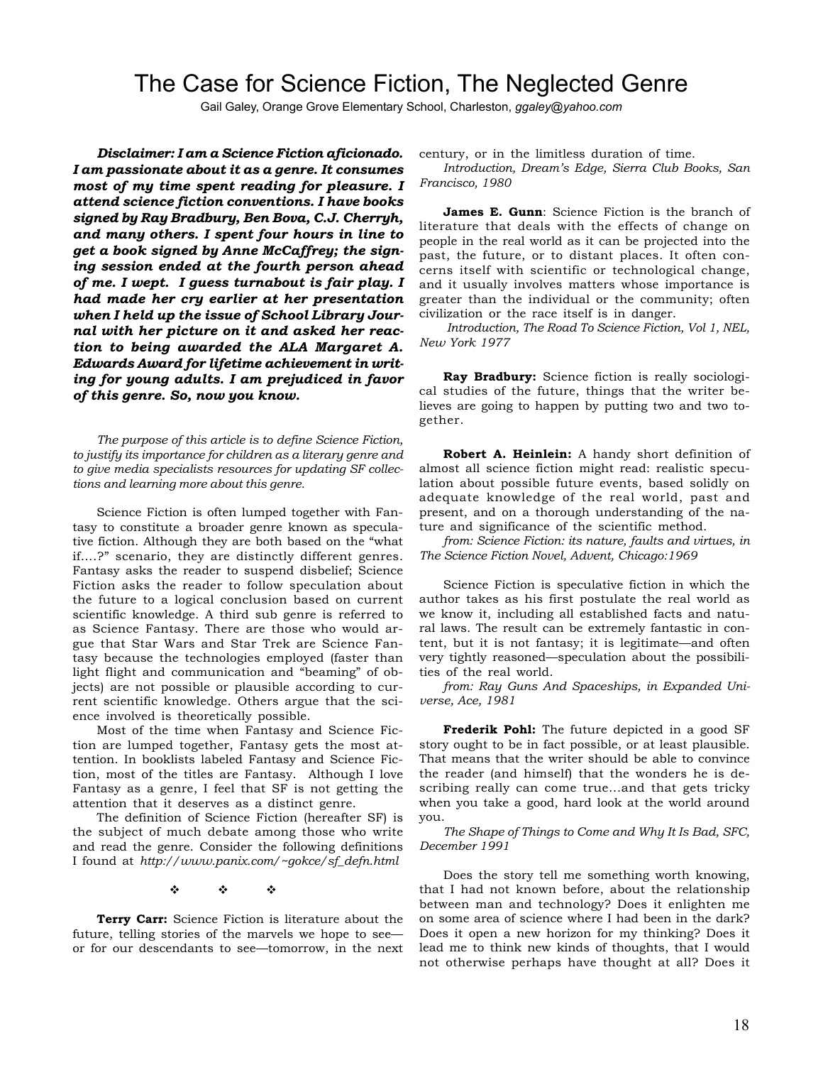# The Case for Science Fiction, The Neglected Genre

Gail Galey, Orange Grove Elementary School, Charleston, *ggaley@yahoo.com*

***Disclaimer: I am a Science Fiction aficionado. I am passionate about it as a genre. It consumes most of my time spent reading for pleasure. I attend science fiction conventions. I have books signed by Ray Bradbury, Ben Bova, C.J. Cherryh, and many others. I spent four hours in line to get a book signed by Anne McCaffrey; the signing session ended at the fourth person ahead of me. I wept. I guess turnabout is fair play. I had made her cry earlier at her presentation when I held up the issue of School Library Journal with her picture on it and asked her reaction to being awarded the ALA Margaret A. Edwards Award for lifetime achievement in writing for young adults. I am prejudiced in favor of this genre. So, now you know.***

*The purpose of this article is to define Science Fiction, to justify its importance for children as a literary genre and to give media specialists resources for updating SF collections and learning more about this genre.*

Science Fiction is often lumped together with Fantasy to constitute a broader genre known as speculative fiction. Although they are both based on the "what if….?" scenario, they are distinctly different genres. Fantasy asks the reader to suspend disbelief; Science Fiction asks the reader to follow speculation about the future to a logical conclusion based on current scientific knowledge. A third sub genre is referred to as Science Fantasy. There are those who would argue that Star Wars and Star Trek are Science Fantasy because the technologies employed (faster than light flight and communication and "beaming" of objects) are not possible or plausible according to current scientific knowledge. Others argue that the science involved is theoretically possible.

Most of the time when Fantasy and Science Fiction are lumped together, Fantasy gets the most attention. In booklists labeled Fantasy and Science Fiction, most of the titles are Fantasy. Although I love Fantasy as a genre, I feel that SF is not getting the attention that it deserves as a distinct genre.

The definition of Science Fiction (hereafter SF) is the subject of much debate among those who write and read the genre. Consider the following definitions I found at *http://www.panix.com/~gokce/sf_defn.html*

❖ ❖ ❖

**Terry Carr:** Science Fiction is literature about the future, telling stories of the marvels we hope to see—or for our descendants to see—tomorrow, in the next century, or in the limitless duration of time.

*Introduction, Dream's Edge, Sierra Club Books, San Francisco, 1980*

**James E. Gunn**: Science Fiction is the branch of literature that deals with the effects of change on people in the real world as it can be projected into the past, the future, or to distant places. It often concerns itself with scientific or technological change, and it usually involves matters whose importance is greater than the individual or the community; often civilization or the race itself is in danger.

*Introduction, The Road To Science Fiction, Vol 1, NEL, New York 1977*

**Ray Bradbury:** Science fiction is really sociological studies of the future, things that the writer believes are going to happen by putting two and two together.

**Robert A. Heinlein:** A handy short definition of almost all science fiction might read: realistic speculation about possible future events, based solidly on adequate knowledge of the real world, past and present, and on a thorough understanding of the nature and significance of the scientific method.

*from: Science Fiction: its nature, faults and virtues, in The Science Fiction Novel, Advent, Chicago:1969*

Science Fiction is speculative fiction in which the author takes as his first postulate the real world as we know it, including all established facts and natural laws. The result can be extremely fantastic in content, but it is not fantasy; it is legitimate—and often very tightly reasoned—speculation about the possibilities of the real world.

*from: Ray Guns And Spaceships, in Expanded Universe, Ace, 1981*

**Frederik Pohl:** The future depicted in a good SF story ought to be in fact possible, or at least plausible. That means that the writer should be able to convince the reader (and himself) that the wonders he is describing really can come true…and that gets tricky when you take a good, hard look at the world around you.

*The Shape of Things to Come and Why It Is Bad, SFC, December 1991*

Does the story tell me something worth knowing, that I had not known before, about the relationship between man and technology? Does it enlighten me on some area of science where I had been in the dark? Does it open a new horizon for my thinking? Does it lead me to think new kinds of thoughts, that I would not otherwise perhaps have thought at all? Does it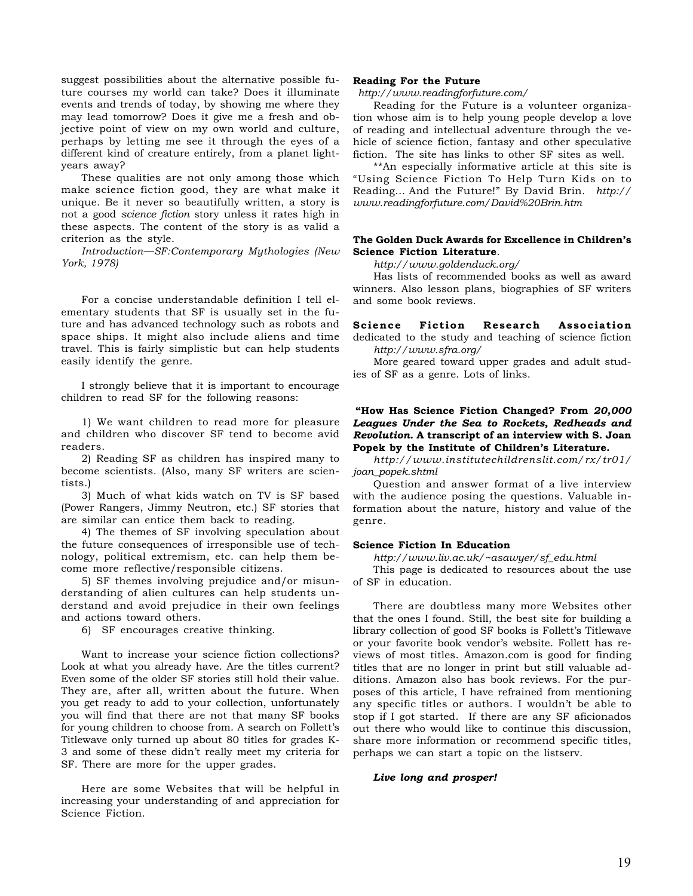suggest possibilities about the alternative possible future courses my world can take? Does it illuminate events and trends of today, by showing me where they may lead tomorrow? Does it give me a fresh and objective point of view on my own world and culture, perhaps by letting me see it through the eyes of a different kind of creature entirely, from a planet light-years away?

These qualities are not only among those which make science fiction good, they are what make it unique. Be it never so beautifully written, a story is not a good *science fiction* story unless it rates high in these aspects. The content of the story is as valid a criterion as the style.

*Introduction—SF:Contemporary Mythologies (New York, 1978)*

For a concise understandable definition I tell elementary students that SF is usually set in the future and has advanced technology such as robots and space ships. It might also include aliens and time travel. This is fairly simplistic but can help students easily identify the genre.

I strongly believe that it is important to encourage children to read SF for the following reasons:

1) We want children to read more for pleasure and children who discover SF tend to become avid readers.

2) Reading SF as children has inspired many to become scientists. (Also, many SF writers are scientists.)

3) Much of what kids watch on TV is SF based (Power Rangers, Jimmy Neutron, etc.) SF stories that are similar can entice them back to reading.

4) The themes of SF involving speculation about the future consequences of irresponsible use of technology, political extremism, etc. can help them become more reflective/responsible citizens.

5) SF themes involving prejudice and/or misunderstanding of alien cultures can help students understand and avoid prejudice in their own feelings and actions toward others.

6) SF encourages creative thinking.

Want to increase your science fiction collections? Look at what you already have. Are the titles current? Even some of the older SF stories still hold their value. They are, after all, written about the future. When you get ready to add to your collection, unfortunately you will find that there are not that many SF books for young children to choose from. A search on Follett's Titlewave only turned up about 80 titles for grades K-3 and some of these didn't really meet my criteria for SF. There are more for the upper grades.

Here are some Websites that will be helpful in increasing your understanding of and appreciation for Science Fiction.

**Reading For the Future**
*http://www.readingforfuture.com/*

Reading for the Future is a volunteer organization whose aim is to help young people develop a love of reading and intellectual adventure through the vehicle of science fiction, fantasy and other speculative fiction. The site has links to other SF sites as well.

**An especially informative article at this site is "Using Science Fiction To Help Turn Kids on to Reading… And the Future!" By David Brin. *http://www.readingforfuture.com/David%20Brin.htm*

**The Golden Duck Awards for Excellence in Children's Science Fiction Literature**.
*http://www.goldenduck.org/*

Has lists of recommended books as well as award winners. Also lesson plans, biographies of SF writers and some book reviews.

**Science Fiction Research Association**
dedicated to the study and teaching of science fiction
*http://www.sfra.org/*

More geared toward upper grades and adult studies of SF as a genre. Lots of links.

**"How Has Science Fiction Changed? From *20,000 Leagues Under the Sea to Rockets, Redheads and Revolution.* A transcript of an interview with S. Joan Popek by the Institute of Children's Literature.**
*http://www.institutechildrenslit.com/rx/tr01/joan_popek.shtml*

Question and answer format of a live interview with the audience posing the questions. Valuable information about the nature, history and value of the genre.

**Science Fiction In Education**
*http://www.liv.ac.uk/~asawyer/sf_edu.html*

This page is dedicated to resources about the use of SF in education.

There are doubtless many more Websites other that the ones I found. Still, the best site for building a library collection of good SF books is Follett's Titlewave or your favorite book vendor's website. Follett has reviews of most titles. Amazon.com is good for finding titles that are no longer in print but still valuable additions. Amazon also has book reviews. For the purposes of this article, I have refrained from mentioning any specific titles or authors. I wouldn't be able to stop if I got started. If there are any SF aficionados out there who would like to continue this discussion, share more information or recommend specific titles, perhaps we can start a topic on the listserv.

***Live long and prosper!***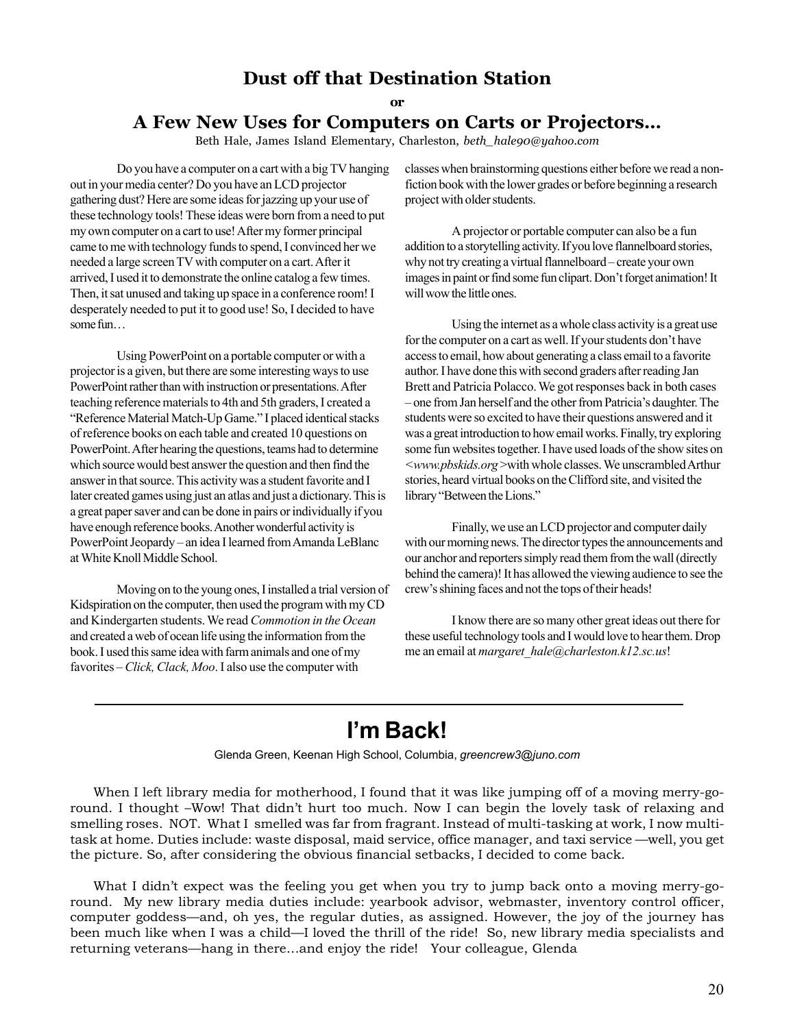## Dust off that Destination Station

**or**

## A Few New Uses for Computers on Carts or Projectors…

Beth Hale, James Island Elementary, Charleston, *beth_hale90@yahoo.com*

Do you have a computer on a cart with a big TV hanging out in your media center? Do you have an LCD projector gathering dust? Here are some ideas for jazzing up your use of these technology tools! These ideas were born from a need to put my own computer on a cart to use! After my former principal came to me with technology funds to spend, I convinced her we needed a large screen TV with computer on a cart. After it arrived, I used it to demonstrate the online catalog a few times. Then, it sat unused and taking up space in a conference room! I desperately needed to put it to good use! So, I decided to have some fun…

Using PowerPoint on a portable computer or with a projector is a given, but there are some interesting ways to use PowerPoint rather than with instruction or presentations. After teaching reference materials to 4th and 5th graders, I created a "Reference Material Match-Up Game." I placed identical stacks of reference books on each table and created 10 questions on PowerPoint. After hearing the questions, teams had to determine which source would best answer the question and then find the answer in that source. This activity was a student favorite and I later created games using just an atlas and just a dictionary. This is a great paper saver and can be done in pairs or individually if you have enough reference books. Another wonderful activity is PowerPoint Jeopardy – an idea I learned from Amanda LeBlanc at White Knoll Middle School.

Moving on to the young ones, I installed a trial version of Kidspiration on the computer, then used the program with my CD and Kindergarten students. We read *Commotion in the Ocean* and created a web of ocean life using the information from the book. I used this same idea with farm animals and one of my favorites – *Click, Clack, Moo*. I also use the computer with classes when brainstorming questions either before we read a non-fiction book with the lower grades or before beginning a research project with older students.

A projector or portable computer can also be a fun addition to a storytelling activity. If you love flannelboard stories, why not try creating a virtual flannelboard – create your own images in paint or find some fun clipart. Don't forget animation! It will wow the little ones.

Using the internet as a whole class activity is a great use for the computer on a cart as well. If your students don't have access to email, how about generating a class email to a favorite author. I have done this with second graders after reading Jan Brett and Patricia Polacco. We got responses back in both cases – one from Jan herself and the other from Patricia's daughter. The students were so excited to have their questions answered and it was a great introduction to how email works. Finally, try exploring some fun websites together. I have used loads of the show sites on *<www.pbskids.org>* with whole classes. We unscrambled Arthur stories, heard virtual books on the Clifford site, and visited the library "Between the Lions."

Finally, we use an LCD projector and computer daily with our morning news. The director types the announcements and our anchor and reporters simply read them from the wall (directly behind the camera)! It has allowed the viewing audience to see the crew's shining faces and not the tops of their heads!

I know there are so many other great ideas out there for these useful technology tools and I would love to hear them. Drop me an email at *margaret_hale@charleston.k12.sc.us*!

---

## I'm Back!

Glenda Green, Keenan High School, Columbia, *greencrew3@juno.com*

When I left library media for motherhood, I found that it was like jumping off of a moving merry-go-round. I thought –Wow! That didn't hurt too much. Now I can begin the lovely task of relaxing and smelling roses. NOT. What I smelled was far from fragrant. Instead of multi-tasking at work, I now multi-task at home. Duties include: waste disposal, maid service, office manager, and taxi service —well, you get the picture. So, after considering the obvious financial setbacks, I decided to come back.

What I didn't expect was the feeling you get when you try to jump back onto a moving merry-go-round. My new library media duties include: yearbook advisor, webmaster, inventory control officer, computer goddess—and, oh yes, the regular duties, as assigned. However, the joy of the journey has been much like when I was a child—I loved the thrill of the ride! So, new library media specialists and returning veterans—hang in there…and enjoy the ride! Your colleague, Glenda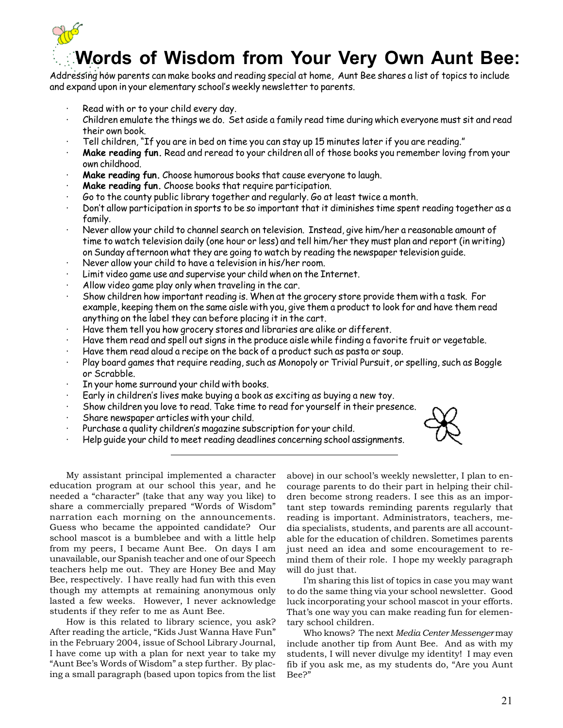# Words of Wisdom from Your Very Own Aunt Bee:

Addressing how parents can make books and reading special at home, Aunt Bee shares a list of topics to include and expand upon in your elementary school's weekly newsletter to parents.

- Read with or to your child every day.
- Children emulate the things we do. Set aside a family read time during which everyone must sit and read their own book.
- Tell children, "If you are in bed on time you can stay up 15 minutes later if you are reading."
- **Make reading fun.** Read and reread to your children all of those books you remember loving from your own childhood.
- **Make reading fun.** Choose humorous books that cause everyone to laugh.
- **Make reading fun.** Choose books that require participation.
- Go to the county public library together and regularly. Go at least twice a month.
- Don't allow participation in sports to be so important that it diminishes time spent reading together as a family.
- Never allow your child to channel search on television. Instead, give him/her a reasonable amount of time to watch television daily (one hour or less) and tell him/her they must plan and report (in writing) on Sunday afternoon what they are going to watch by reading the newspaper television guide.
- Never allow your child to have a television in his/her room.
- Limit video game use and supervise your child when on the Internet.
- Allow video game play only when traveling in the car.
- Show children how important reading is. When at the grocery store provide them with a task. For example, keeping them on the same aisle with you, give them a product to look for and have them read anything on the label they can before placing it in the cart.
- Have them tell you how grocery stores and libraries are alike or different.
- Have them read and spell out signs in the produce aisle while finding a favorite fruit or vegetable.
- Have them read aloud a recipe on the back of a product such as pasta or soup.
- Play board games that require reading, such as Monopoly or Trivial Pursuit, or spelling, such as Boggle or Scrabble.
- In your home surround your child with books.
- Early in children's lives make buying a book as exciting as buying a new toy.
- Show children you love to read. Take time to read for yourself in their presence.
- Share newspaper articles with your child.
- Purchase a quality children's magazine subscription for your child.
- Help guide your child to meet reading deadlines concerning school assignments.

---

My assistant principal implemented a character education program at our school this year, and he needed a "character" (take that any way you like) to share a commercially prepared "Words of Wisdom" narration each morning on the announcements. Guess who became the appointed candidate? Our school mascot is a bumblebee and with a little help from my peers, I became Aunt Bee. On days I am unavailable, our Spanish teacher and one of our Speech teachers help me out. They are Honey Bee and May Bee, respectively. I have really had fun with this even though my attempts at remaining anonymous only lasted a few weeks. However, I never acknowledge students if they refer to me as Aunt Bee.

How is this related to library science, you ask? After reading the article, "Kids Just Wanna Have Fun" in the February 2004, issue of School Library Journal, I have come up with a plan for next year to take my "Aunt Bee's Words of Wisdom" a step further. By placing a small paragraph (based upon topics from the list above) in our school's weekly newsletter, I plan to encourage parents to do their part in helping their children become strong readers. I see this as an important step towards reminding parents regularly that reading is important. Administrators, teachers, media specialists, students, and parents are all accountable for the education of children. Sometimes parents just need an idea and some encouragement to remind them of their role. I hope my weekly paragraph will do just that.

I'm sharing this list of topics in case you may want to do the same thing via your school newsletter. Good luck incorporating your school mascot in your efforts. That's one way you can make reading fun for elementary school children.

Who knows? The next *Media Center Messenger* may include another tip from Aunt Bee. And as with my students, I will never divulge my identity! I may even fib if you ask me, as my students do, "Are you Aunt Bee?"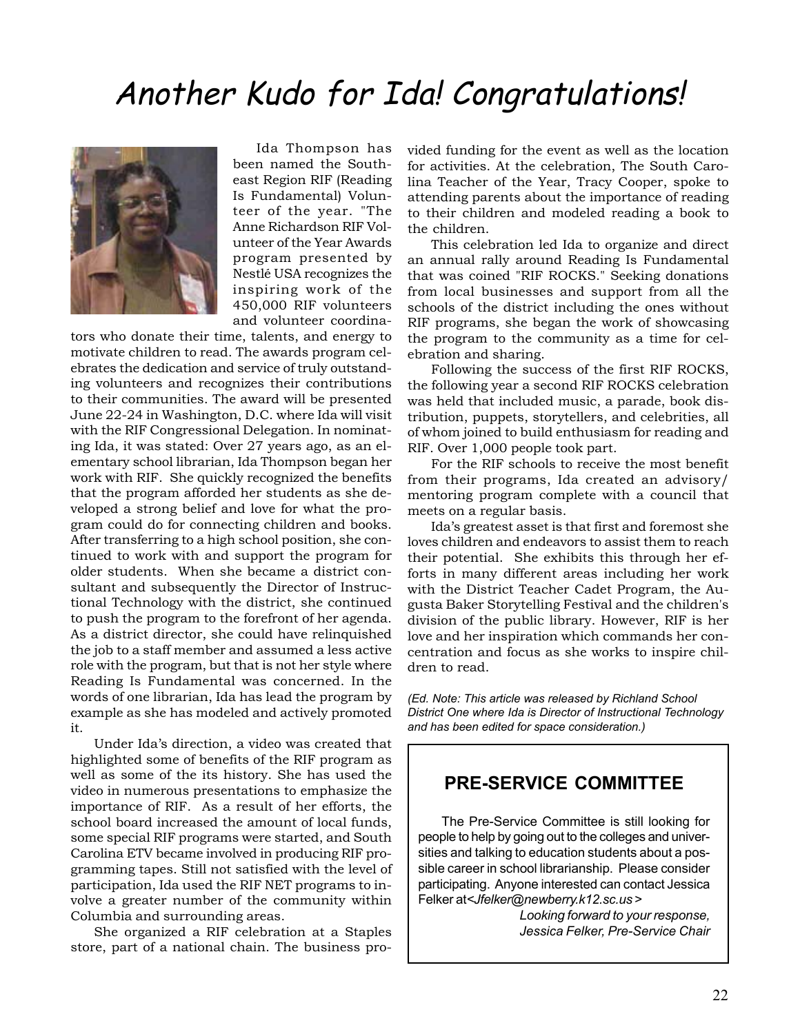# Another Kudo for Ida! Congratulations!

Ida Thompson has been named the Southeast Region RIF (Reading Is Fundamental) Volunteer of the year. "The Anne Richardson RIF Volunteer of the Year Awards program presented by Nestlé USA recognizes the inspiring work of the 450,000 RIF volunteers and volunteer coordinators who donate their time, talents, and energy to motivate children to read. The awards program celebrates the dedication and service of truly outstanding volunteers and recognizes their contributions to their communities. The award will be presented June 22-24 in Washington, D.C. where Ida will visit with the RIF Congressional Delegation. In nominating Ida, it was stated: Over 27 years ago, as an elementary school librarian, Ida Thompson began her work with RIF. She quickly recognized the benefits that the program afforded her students as she developed a strong belief and love for what the program could do for connecting children and books. After transferring to a high school position, she continued to work with and support the program for older students. When she became a district consultant and subsequently the Director of Instructional Technology with the district, she continued to push the program to the forefront of her agenda. As a district director, she could have relinquished the job to a staff member and assumed a less active role with the program, but that is not her style where Reading Is Fundamental was concerned. In the words of one librarian, Ida has lead the program by example as she has modeled and actively promoted it.

Under Ida's direction, a video was created that highlighted some of benefits of the RIF program as well as some of the its history. She has used the video in numerous presentations to emphasize the importance of RIF. As a result of her efforts, the school board increased the amount of local funds, some special RIF programs were started, and South Carolina ETV became involved in producing RIF programming tapes. Still not satisfied with the level of participation, Ida used the RIF NET programs to involve a greater number of the community within Columbia and surrounding areas.

She organized a RIF celebration at a Staples store, part of a national chain. The business provided funding for the event as well as the location for activities. At the celebration, The South Carolina Teacher of the Year, Tracy Cooper, spoke to attending parents about the importance of reading to their children and modeled reading a book to the children.

This celebration led Ida to organize and direct an annual rally around Reading Is Fundamental that was coined "RIF ROCKS." Seeking donations from local businesses and support from all the schools of the district including the ones without RIF programs, she began the work of showcasing the program to the community as a time for celebration and sharing.

Following the success of the first RIF ROCKS, the following year a second RIF ROCKS celebration was held that included music, a parade, book distribution, puppets, storytellers, and celebrities, all of whom joined to build enthusiasm for reading and RIF. Over 1,000 people took part.

For the RIF schools to receive the most benefit from their programs, Ida created an advisory/mentoring program complete with a council that meets on a regular basis.

Ida's greatest asset is that first and foremost she loves children and endeavors to assist them to reach their potential. She exhibits this through her efforts in many different areas including her work with the District Teacher Cadet Program, the Augusta Baker Storytelling Festival and the children's division of the public library. However, RIF is her love and her inspiration which commands her concentration and focus as she works to inspire children to read.

*(Ed. Note: This article was released by Richland School District One where Ida is Director of Instructional Technology and has been edited for space consideration.)*

## PRE-SERVICE COMMITTEE

The Pre-Service Committee is still looking for people to help by going out to the colleges and universities and talking to education students about a possible career in school librarianship. Please consider participating. Anyone interested can contact Jessica Felker at<*Jfelker@newberry.k12.sc.us* >

*Looking forward to your response,*
*Jessica Felker, Pre-Service Chair*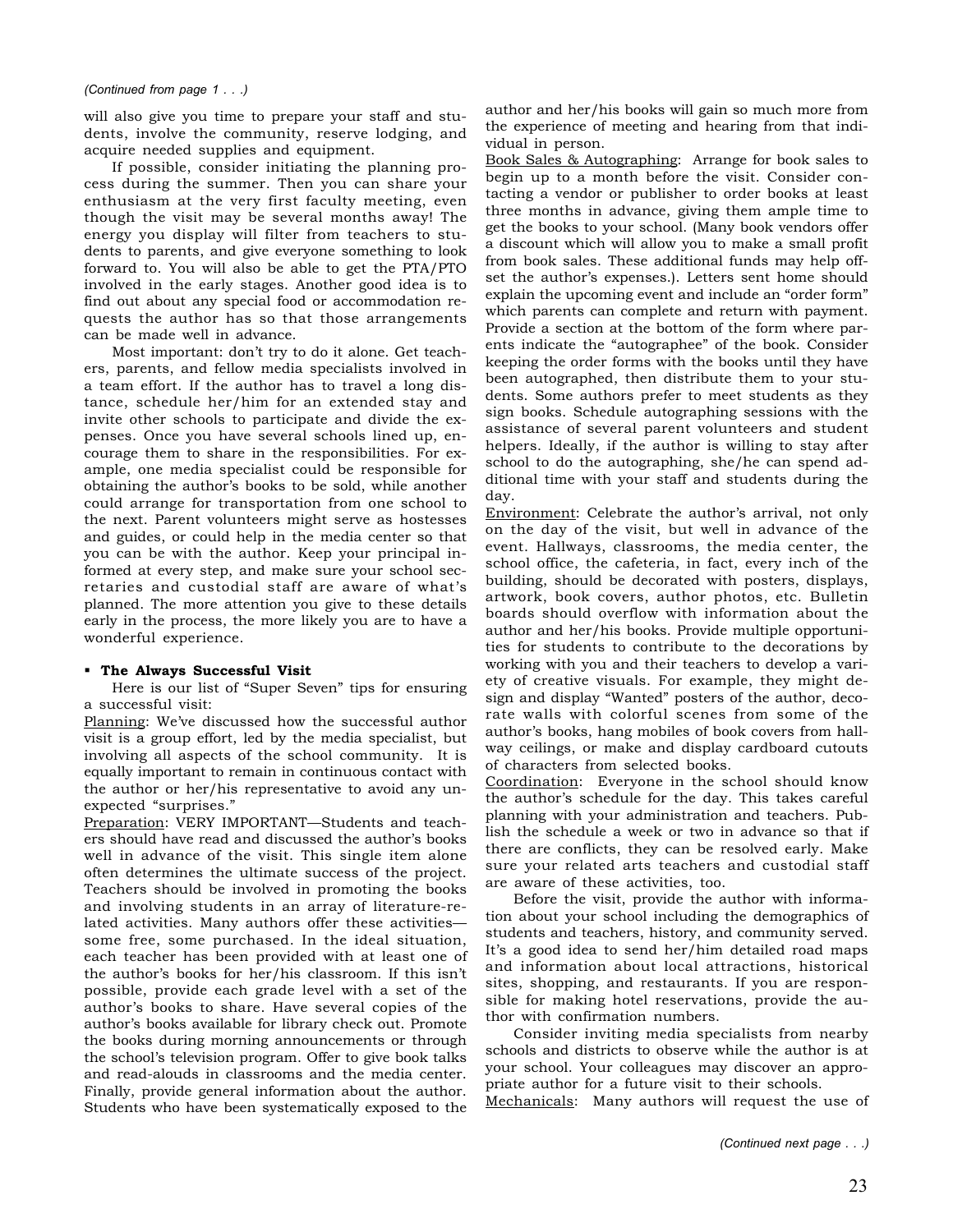*(Continued from page 1 . . .)*

will also give you time to prepare your staff and students, involve the community, reserve lodging, and acquire needed supplies and equipment.

If possible, consider initiating the planning process during the summer. Then you can share your enthusiasm at the very first faculty meeting, even though the visit may be several months away! The energy you display will filter from teachers to students to parents, and give everyone something to look forward to. You will also be able to get the PTA/PTO involved in the early stages. Another good idea is to find out about any special food or accommodation requests the author has so that those arrangements can be made well in advance.

Most important: don't try to do it alone. Get teachers, parents, and fellow media specialists involved in a team effort. If the author has to travel a long distance, schedule her/him for an extended stay and invite other schools to participate and divide the expenses. Once you have several schools lined up, encourage them to share in the responsibilities. For example, one media specialist could be responsible for obtaining the author's books to be sold, while another could arrange for transportation from one school to the next. Parent volunteers might serve as hostesses and guides, or could help in the media center so that you can be with the author. Keep your principal informed at every step, and make sure your school secretaries and custodial staff are aware of what's planned. The more attention you give to these details early in the process, the more likely you are to have a wonderful experience.

- **The Always Successful Visit**

Here is our list of "Super Seven" tips for ensuring a successful visit:

Planning: We've discussed how the successful author visit is a group effort, led by the media specialist, but involving all aspects of the school community. It is equally important to remain in continuous contact with the author or her/his representative to avoid any unexpected "surprises."

Preparation: VERY IMPORTANT—Students and teachers should have read and discussed the author's books well in advance of the visit. This single item alone often determines the ultimate success of the project. Teachers should be involved in promoting the books and involving students in an array of literature-related activities. Many authors offer these activities—some free, some purchased. In the ideal situation, each teacher has been provided with at least one of the author's books for her/his classroom. If this isn't possible, provide each grade level with a set of the author's books to share. Have several copies of the author's books available for library check out. Promote the books during morning announcements or through the school's television program. Offer to give book talks and read-alouds in classrooms and the media center. Finally, provide general information about the author. Students who have been systematically exposed to the author and her/his books will gain so much more from the experience of meeting and hearing from that individual in person.

Book Sales & Autographing: Arrange for book sales to begin up to a month before the visit. Consider contacting a vendor or publisher to order books at least three months in advance, giving them ample time to get the books to your school. (Many book vendors offer a discount which will allow you to make a small profit from book sales. These additional funds may help offset the author's expenses.). Letters sent home should explain the upcoming event and include an "order form" which parents can complete and return with payment. Provide a section at the bottom of the form where parents indicate the "autographee" of the book. Consider keeping the order forms with the books until they have been autographed, then distribute them to your students. Some authors prefer to meet students as they sign books. Schedule autographing sessions with the assistance of several parent volunteers and student helpers. Ideally, if the author is willing to stay after school to do the autographing, she/he can spend additional time with your staff and students during the day.

Environment: Celebrate the author's arrival, not only on the day of the visit, but well in advance of the event. Hallways, classrooms, the media center, the school office, the cafeteria, in fact, every inch of the building, should be decorated with posters, displays, artwork, book covers, author photos, etc. Bulletin boards should overflow with information about the author and her/his books. Provide multiple opportunities for students to contribute to the decorations by working with you and their teachers to develop a variety of creative visuals. For example, they might design and display "Wanted" posters of the author, decorate walls with colorful scenes from some of the author's books, hang mobiles of book covers from hallway ceilings, or make and display cardboard cutouts of characters from selected books.

Coordination: Everyone in the school should know the author's schedule for the day. This takes careful planning with your administration and teachers. Publish the schedule a week or two in advance so that if there are conflicts, they can be resolved early. Make sure your related arts teachers and custodial staff are aware of these activities, too.

Before the visit, provide the author with information about your school including the demographics of students and teachers, history, and community served. It's a good idea to send her/him detailed road maps and information about local attractions, historical sites, shopping, and restaurants. If you are responsible for making hotel reservations, provide the author with confirmation numbers.

Consider inviting media specialists from nearby schools and districts to observe while the author is at your school. Your colleagues may discover an appropriate author for a future visit to their schools.

Mechanicals: Many authors will request the use of

*(Continued next page . . .)*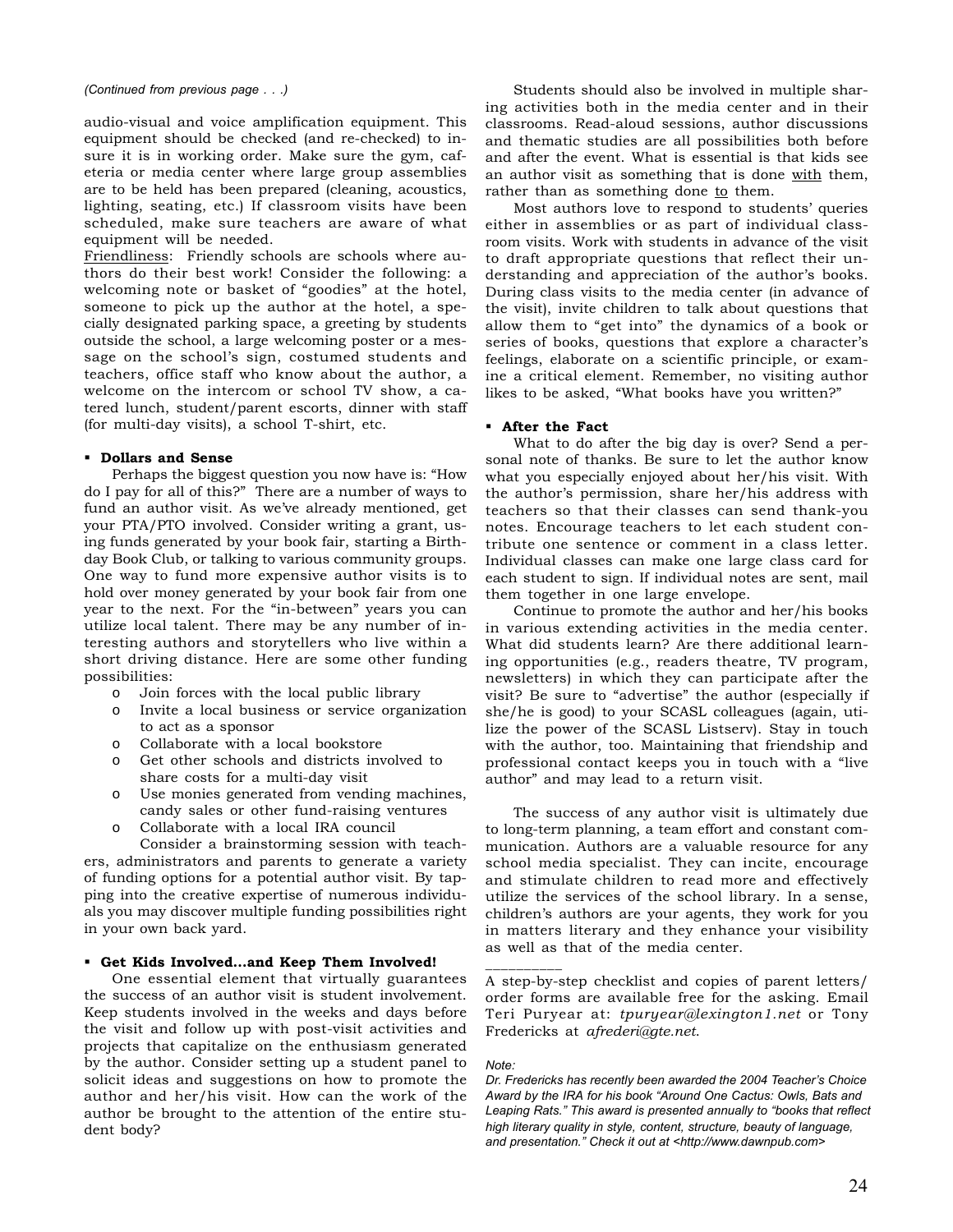*(Continued from previous page . . .)*

audio-visual and voice amplification equipment. This equipment should be checked (and re-checked) to insure it is in working order. Make sure the gym, cafeteria or media center where large group assemblies are to be held has been prepared (cleaning, acoustics, lighting, seating, etc.) If classroom visits have been scheduled, make sure teachers are aware of what equipment will be needed.

<u>Friendliness</u>: Friendly schools are schools where authors do their best work! Consider the following: a welcoming note or basket of "goodies" at the hotel, someone to pick up the author at the hotel, a specially designated parking space, a greeting by students outside the school, a large welcoming poster or a message on the school's sign, costumed students and teachers, office staff who know about the author, a welcome on the intercom or school TV show, a catered lunch, student/parent escorts, dinner with staff (for multi-day visits), a school T-shirt, etc.

- **Dollars and Sense**

Perhaps the biggest question you now have is: "How do I pay for all of this?" There are a number of ways to fund an author visit. As we've already mentioned, get your PTA/PTO involved. Consider writing a grant, using funds generated by your book fair, starting a Birthday Book Club, or talking to various community groups. One way to fund more expensive author visits is to hold over money generated by your book fair from one year to the next. For the "in-between" years you can utilize local talent. There may be any number of interesting authors and storytellers who live within a short driving distance. Here are some other funding possibilities:

- Join forces with the local public library
- Invite a local business or service organization to act as a sponsor
- Collaborate with a local bookstore
- Get other schools and districts involved to share costs for a multi-day visit
- Use monies generated from vending machines, candy sales or other fund-raising ventures
- Collaborate with a local IRA council

Consider a brainstorming session with teachers, administrators and parents to generate a variety of funding options for a potential author visit. By tapping into the creative expertise of numerous individuals you may discover multiple funding possibilities right in your own back yard.

- **Get Kids Involved...and Keep Them Involved!**

One essential element that virtually guarantees the success of an author visit is student involvement. Keep students involved in the weeks and days before the visit and follow up with post-visit activities and projects that capitalize on the enthusiasm generated by the author. Consider setting up a student panel to solicit ideas and suggestions on how to promote the author and her/his visit. How can the work of the author be brought to the attention of the entire student body?

Students should also be involved in multiple sharing activities both in the media center and in their classrooms. Read-aloud sessions, author discussions and thematic studies are all possibilities both before and after the event. What is essential is that kids see an author visit as something that is done <u>with</u> them, rather than as something done <u>to</u> them.

Most authors love to respond to students' queries either in assemblies or as part of individual classroom visits. Work with students in advance of the visit to draft appropriate questions that reflect their understanding and appreciation of the author's books. During class visits to the media center (in advance of the visit), invite children to talk about questions that allow them to "get into" the dynamics of a book or series of books, questions that explore a character's feelings, elaborate on a scientific principle, or examine a critical element. Remember, no visiting author likes to be asked, "What books have you written?"

- **After the Fact**

What to do after the big day is over? Send a personal note of thanks. Be sure to let the author know what you especially enjoyed about her/his visit. With the author's permission, share her/his address with teachers so that their classes can send thank-you notes. Encourage teachers to let each student contribute one sentence or comment in a class letter. Individual classes can make one large class card for each student to sign. If individual notes are sent, mail them together in one large envelope.

Continue to promote the author and her/his books in various extending activities in the media center. What did students learn? Are there additional learning opportunities (e.g., readers theatre, TV program, newsletters) in which they can participate after the visit? Be sure to "advertise" the author (especially if she/he is good) to your SCASL colleagues (again, utilize the power of the SCASL Listserv). Stay in touch with the author, too. Maintaining that friendship and professional contact keeps you in touch with a "live author" and may lead to a return visit.

The success of any author visit is ultimately due to long-term planning, a team effort and constant communication. Authors are a valuable resource for any school media specialist. They can incite, encourage and stimulate children to read more and effectively utilize the services of the school library. In a sense, children's authors are your agents, they work for you in matters literary and they enhance your visibility as well as that of the media center.

---

A step-by-step checklist and copies of parent letters/order forms are available free for the asking. Email Teri Puryear at: *tpuryear@lexington1.net* or Tony Fredericks at *afrederi@gte.net*.

*Note:*

*Dr. Fredericks has recently been awarded the 2004 Teacher's Choice Award by the IRA for his book "Around One Cactus: Owls, Bats and Leaping Rats." This award is presented annually to "books that reflect high literary quality in style, content, structure, beauty of language, and presentation." Check it out at <http://www.dawnpub.com>*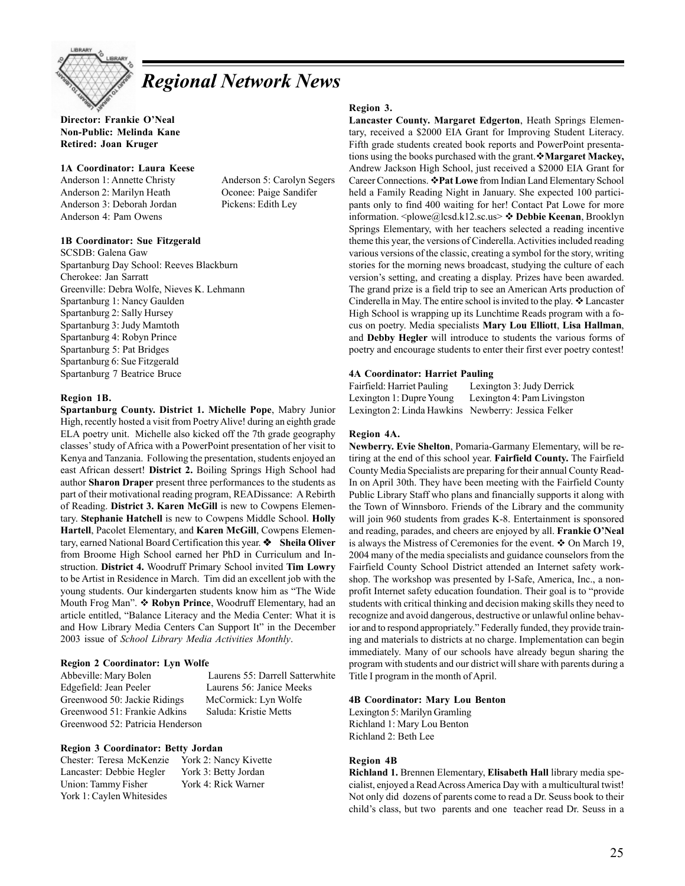# *Regional Network News*

**Director: Frankie O'Neal**
**Non-Public: Melinda Kane**
**Retired: Joan Kruger**

**1A Coordinator: Laura Keese**

Anderson 1: Annette Christy
Anderson 2: Marilyn Heath
Anderson 3: Deborah Jordan
Anderson 4: Pam Owens
Anderson 5: Carolyn Segers
Oconee: Paige Sandifer
Pickens: Edith Ley

**1B Coordinator: Sue Fitzgerald**

SCSDB: Galena Gaw
Spartanburg Day School: Reeves Blackburn
Cherokee: Jan Sarratt
Greenville: Debra Wolfe, Nieves K. Lehmann
Spartanburg 1: Nancy Gaulden
Spartanburg 2: Sally Hursey
Spartanburg 3: Judy Mamtoth
Spartanburg 4: Robyn Prince
Spartanburg 5: Pat Bridges
Spartanburg 6: Sue Fitzgerald
Spartanburg 7 Beatrice Bruce

**Region 1B.**

**Spartanburg County. District 1. Michelle Pope**, Mabry Junior High, recently hosted a visit from Poetry Alive! during an eighth grade ELA poetry unit. Michelle also kicked off the 7th grade geography classes' study of Africa with a PowerPoint presentation of her visit to Kenya and Tanzania. Following the presentation, students enjoyed an east African dessert! **District 2.** Boiling Springs High School had author **Sharon Draper** present three performances to the students as part of their motivational reading program, READissance: A Rebirth of Reading. **District 3. Karen McGill** is new to Cowpens Elementary. **Stephanie Hatchell** is new to Cowpens Middle School. **Holly Hartell**, Pacolet Elementary, and **Karen McGill**, Cowpens Elementary, earned National Board Certification this year. ❖ **Sheila Oliver** from Broome High School earned her PhD in Curriculum and Instruction. **District 4.** Woodruff Primary School invited **Tim Lowry** to be Artist in Residence in March. Tim did an excellent job with the young students. Our kindergarten students know him as "The Wide Mouth Frog Man". ❖ **Robyn Prince**, Woodruff Elementary, had an article entitled, "Balance Literacy and the Media Center: What it is and How Library Media Centers Can Support It" in the December 2003 issue of *School Library Media Activities Monthly*.

**Region 2 Coordinator: Lyn Wolfe**

Abbeville: Mary Bolen
Edgefield: Jean Peeler
Greenwood 50: Jackie Ridings
Greenwood 51: Frankie Adkins
Greenwood 52: Patricia Henderson
Laurens 55: Darrell Satterwhite
Laurens 56: Janice Meeks
McCormick: Lyn Wolfe
Saluda: Kristie Metts

**Region 3 Coordinator: Betty Jordan**

Chester: Teresa McKenzie
Lancaster: Debbie Hegler
Union: Tammy Fisher
York 1: Caylen Whitesides
York 2: Nancy Kivette
York 3: Betty Jordan
York 4: Rick Warner

**Region 3.**

**Lancaster County. Margaret Edgerton**, Heath Springs Elementary, received a $2000 EIA Grant for Improving Student Literacy. Fifth grade students created book reports and PowerPoint presentations using the books purchased with the grant.❖**Margaret Mackey,** Andrew Jackson High School, just received a $2000 EIA Grant for Career Connections. ❖**Pat Lowe** from Indian Land Elementary School held a Family Reading Night in January. She expected 100 participants only to find 400 waiting for her! Contact Pat Lowe for more information. <plowe@lcsd.k12.sc.us> ❖ **Debbie Keenan**, Brooklyn Springs Elementary, with her teachers selected a reading incentive theme this year, the versions of Cinderella. Activities included reading various versions of the classic, creating a symbol for the story, writing stories for the morning news broadcast, studying the culture of each version's setting, and creating a display. Prizes have been awarded. The grand prize is a field trip to see an American Arts production of Cinderella in May. The entire school is invited to the play. ❖ Lancaster High School is wrapping up its Lunchtime Reads program with a focus on poetry. Media specialists **Mary Lou Elliott**, **Lisa Hallman**, and **Debby Hegler** will introduce to students the various forms of poetry and encourage students to enter their first ever poetry contest!

**4A Coordinator: Harriet Pauling**

Fairfield: Harriet Pauling
Lexington 1: Dupre Young
Lexington 2: Linda Hawkins
Lexington 3: Judy Derrick
Lexington 4: Pam Livingston
Newberry: Jessica Felker

**Region 4A.**

**Newberry. Evie Shelton**, Pomaria-Garmany Elementary, will be retiring at the end of this school year. **Fairfield County.** The Fairfield County Media Specialists are preparing for their annual County Read-In on April 30th. They have been meeting with the Fairfield County Public Library Staff who plans and financially supports it along with the Town of Winnsboro. Friends of the Library and the community will join 960 students from grades K-8. Entertainment is sponsored and reading, parades, and cheers are enjoyed by all. **Frankie O'Neal** is always the Mistress of Ceremonies for the event. ❖ On March 19, 2004 many of the media specialists and guidance counselors from the Fairfield County School District attended an Internet safety workshop. The workshop was presented by I-Safe, America, Inc., a non-profit Internet safety education foundation. Their goal is to "provide students with critical thinking and decision making skills they need to recognize and avoid dangerous, destructive or unlawful online behavior and to respond appropriately." Federally funded, they provide training and materials to districts at no charge. Implementation can begin immediately. Many of our schools have already begun sharing the program with students and our district will share with parents during a Title I program in the month of April.

**4B Coordinator: Mary Lou Benton**

Lexington 5: Marilyn Gramling
Richland 1: Mary Lou Benton
Richland 2: Beth Lee

**Region 4B**

**Richland 1.** Brennen Elementary, **Elisabeth Hall** library media specialist, enjoyed a Read Across America Day with a multicultural twist! Not only did dozens of parents come to read a Dr. Seuss book to their child's class, but two parents and one teacher read Dr. Seuss in a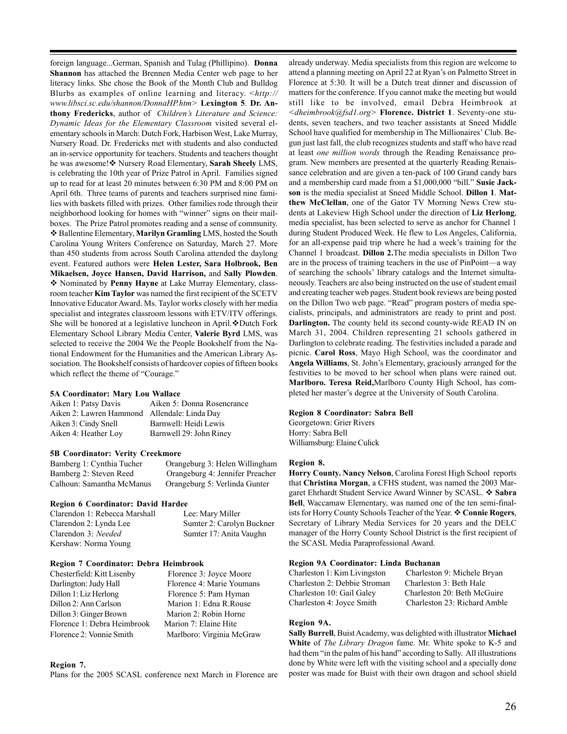foreign language...German, Spanish and Tulag (Phillipino). **Donna Shannon** has attached the Brennen Media Center web page to her literacy links. She chose the Book of the Month Club and Bulldog Blurbs as examples of online learning and literacy. <*http://www.libsci.sc.edu/shannon/DonnaHP.htm*> **Lexington 5**. **Dr. Anthony Fredericks**, author of *Children's Literature and Science: Dynamic Ideas for the Elementary Classroom* visited several elementary schools in March: Dutch Fork, Harbison West, Lake Murray, Nursery Road. Dr. Fredericks met with students and also conducted an in-service opportunity for teachers. Students and teachers thought he was awesome! ❖ Nursery Road Elementary, **Sarah Sheely** LMS, is celebrating the 10th year of Prize Patrol in April. Families signed up to read for at least 20 minutes between 6:30 PM and 8:00 PM on April 6th. Three teams of parents and teachers surprised nine families with baskets filled with prizes. Other families rode through their neighborhood looking for homes with "winner" signs on their mailboxes. The Prize Patrol promotes reading and a sense of community. ❖ Ballentine Elementary, **Marilyn Gramling** LMS, hosted the South Carolina Young Writers Conference on Saturday, March 27. More than 450 students from across South Carolina attended the daylong event. Featured authors were **Helen Lester, Sara Holbrook, Ben Mikaelsen, Joyce Hansen, David Harrison,** and **Sally Plowden**. ❖ Nominated by **Penny Hayne** at Lake Murray Elementary, classroom teacher **Kim Taylor** was named the first recipient of the SCETV Innovative Educator Award. Ms. Taylor works closely with her media specialist and integrates classroom lessons with ETV/ITV offerings. She will be honored at a legislative luncheon in April. ❖ Dutch Fork Elementary School Library Media Center, **Valerie Byrd** LMS, was selected to receive the 2004 We the People Bookshelf from the National Endowment for the Humanities and the American Library Association. The Bookshelf consists of hardcover copies of fifteen books which reflect the theme of "Courage."

**5A Coordinator: Mary Lou Wallace**

Aiken 1: Patsy Davis
Aiken 2: Lawren Hammond
Aiken 3: Cindy Snell
Aiken 4: Heather Loy
Aiken 5: Donna Rosencrance
Allendale: Linda Day
Barnwell: Heidi Lewis
Barnwell 29: John Riney

**5B Coordinator: Verity Creekmore**

Bamberg 1: Cynthia Tucher
Bamberg 2: Steven Reed
Calhoun: Samantha McManus
Orangeburg 3: Helen Willingham
Orangeburg 4: Jennifer Preacher
Orangeburg 5: Verlinda Gunter

**Region 6 Coordinator: David Hardee**

Clarendon 1: Rebecca Marshall
Clarendon 2: Lynda Lee
Clarendon 3: *Needed*
Kershaw: Norma Young
Lee: Mary Miller
Sumter 2: Carolyn Buckner
Sumter 17: Anita Vaughn

**Region 7 Coordinator: Debra Heimbrook**

Chesterfield: Kitt Lisenby
Darlington: Judy Hall
Dillon 1: Liz Herlong
Dillon 2: Ann Carlson
Dillon 3: Ginger Brown
Florence 1: Debra Heimbrook
Florence 2: Vonnie Smith
Florence 3: Joyce Moore
Florence 4: Marie Youmans
Florence 5: Pam Hyman
Marion 1: Edna R.Rouse
Marion 2: Robin Horne
Marion 7: Elaine Hite
Marlboro: Virginia McGraw

**Region 7.**

Plans for the 2005 SCASL conference next March in Florence are already underway. Media specialists from this region are welcome to attend a planning meeting on April 22 at Ryan's on Palmetto Street in Florence at 5:30. It will be a Dutch treat dinner and discussion of matters for the conference. If you cannot make the meeting but would still like to be involved, email Debra Heimbrook at <*dheimbrook@fsd1.org*> **Florence. District 1**. Seventy-one students, seven teachers, and two teacher assistants at Sneed Middle School have qualified for membership in The Millionaires' Club. Begun just last fall, the club recognizes students and staff who have read at least *one million words* through the Reading Renaissance program. New members are presented at the quarterly Reading Renaissance celebration and are given a ten-pack of 100 Grand candy bars and a membership card made from a $1,000,000 "bill." **Susie Jackson** is the media specialist at Sneed Middle School. **Dillon 1**. **Matthew McClellan**, one of the Gator TV Morning News Crew students at Lakeview High School under the direction of **Liz Herlong**, media specialist, has been selected to serve as anchor for Channel 1 during Student Produced Week. He flew to Los Angeles, California, for an all-expense paid trip where he had a week's training for the Channel 1 broadcast. **Dillon 2.** The media specialists in Dillon Two are in the process of training teachers in the use of PinPoint—a way of searching the schools' library catalogs and the Internet simultaneously. Teachers are also being instructed on the use of student email and creating teacher web pages. Student book reviews are being posted on the Dillon Two web page. "Read" program posters of media specialists, principals, and administrators are ready to print and post. **Darlington.** The county held its second county-wide READ IN on March 31, 2004. Children representing 21 schools gathered in Darlington to celebrate reading. The festivities included a parade and picnic. **Carol Ross**, Mayo High School, was the coordinator and **Angela Williams**, St. John's Elementary, graciously arranged for the festivities to be moved to her school when plans were rained out. **Marlboro. Teresa Reid,** Marlboro County High School, has completed her master's degree at the University of South Carolina.

**Region 8 Coordinator: Sabra Bell**

Georgetown: Grier Rivers
Horry: Sabra Bell
Williamsburg: Elaine Culick

**Region 8.**

**Horry County. Nancy Nelson**, Carolina Forest High School reports that **Christina Morgan**, a CFHS student, was named the 2003 Margaret Ehrhardt Student Service Award Winner by SCASL. ❖ **Sabra Bell**, Waccamaw Elementary, was named one of the ten semi-finalists for Horry County Schools Teacher of the Year. ❖ **Connie Rogers**, Secretary of Library Media Services for 20 years and the DELC manager of the Horry County School District is the first recipient of the SCASL Media Paraprofessional Award.

**Region 9A Coordinator: Linda Buchanan**

Charleston 1: Kim Livingston
Charleston 2: Debbie Stroman
Charleston 10: Gail Galey
Charleston 4: Joyce Smith
Charleston 9: Michele Bryan
Charleston 3: Beth Hale
Charleston 20: Beth McGuire
Charleston 23: Richard Amble

**Region 9A.**

**Sally Burrell**, Buist Academy, was delighted with illustrator **Michael White** of *The Library Dragon* fame. Mr. White spoke to K-5 and had them "in the palm of his hand" according to Sally. All illustrations done by White were left with the visiting school and a specially done poster was made for Buist with their own dragon and school shield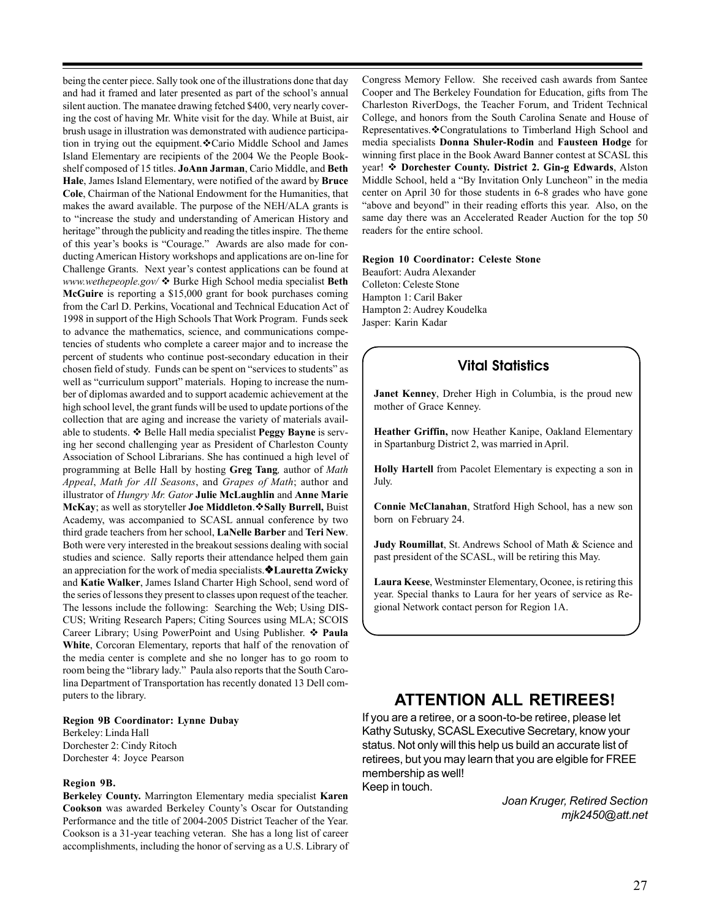being the center piece. Sally took one of the illustrations done that day and had it framed and later presented as part of the school's annual silent auction. The manatee drawing fetched $400, very nearly covering the cost of having Mr. White visit for the day. While at Buist, air brush usage in illustration was demonstrated with audience participation in trying out the equipment.❖Cario Middle School and James Island Elementary are recipients of the 2004 We the People Bookshelf composed of 15 titles. **JoAnn Jarman**, Cario Middle, and **Beth Hale**, James Island Elementary, were notified of the award by **Bruce Cole**, Chairman of the National Endowment for the Humanities, that makes the award available. The purpose of the NEH/ALA grants is to "increase the study and understanding of American History and heritage" through the publicity and reading the titles inspire. The theme of this year's books is "Courage." Awards are also made for conducting American History workshops and applications are on-line for Challenge Grants. Next year's contest applications can be found at *www.wethepeople.gov/* ❖ Burke High School media specialist **Beth McGuire** is reporting a $15,000 grant for book purchases coming from the Carl D. Perkins, Vocational and Technical Education Act of 1998 in support of the High Schools That Work Program. Funds seek to advance the mathematics, science, and communications competencies of students who complete a career major and to increase the percent of students who continue post-secondary education in their chosen field of study. Funds can be spent on "services to students" as well as "curriculum support" materials. Hoping to increase the number of diplomas awarded and to support academic achievement at the high school level, the grant funds will be used to update portions of the collection that are aging and increase the variety of materials available to students. ❖ Belle Hall media specialist **Peggy Bayne** is serving her second challenging year as President of Charleston County Association of School Librarians. She has continued a high level of programming at Belle Hall by hosting **Greg Tang**, author of *Math Appeal*, *Math for All Seasons*, and *Grapes of Math*; author and illustrator of *Hungry Mr. Gator* **Julie McLaughlin** and **Anne Marie McKay**; as well as storyteller **Joe Middleton**.❖**Sally Burrell,** Buist Academy, was accompanied to SCASL annual conference by two third grade teachers from her school, **LaNelle Barber** and **Teri New**. Both were very interested in the breakout sessions dealing with social studies and science. Sally reports their attendance helped them gain an appreciation for the work of media specialists.❖**Lauretta Zwicky** and **Katie Walker**, James Island Charter High School, send word of the series of lessons they present to classes upon request of the teacher. The lessons include the following: Searching the Web; Using DISCUS; Writing Research Papers; Citing Sources using MLA; SCOIS Career Library; Using PowerPoint and Using Publisher. ❖ **Paula White**, Corcoran Elementary, reports that half of the renovation of the media center is complete and she no longer has to go room to room being the "library lady." Paula also reports that the South Carolina Department of Transportation has recently donated 13 Dell computers to the library.

**Region 9B Coordinator: Lynne Dubay**
Berkeley: Linda Hall
Dorchester 2: Cindy Ritoch
Dorchester 4: Joyce Pearson

**Region 9B.**

**Berkeley County.** Marrington Elementary media specialist **Karen Cookson** was awarded Berkeley County's Oscar for Outstanding Performance and the title of 2004-2005 District Teacher of the Year. Cookson is a 31-year teaching veteran. She has a long list of career accomplishments, including the honor of serving as a U.S. Library of Congress Memory Fellow. She received cash awards from Santee Cooper and The Berkeley Foundation for Education, gifts from The Charleston RiverDogs, the Teacher Forum, and Trident Technical College, and honors from the South Carolina Senate and House of Representatives.❖Congratulations to Timberland High School and media specialists **Donna Shuler-Rodin** and **Fausteen Hodge** for winning first place in the Book Award Banner contest at SCASL this year! ❖ **Dorchester County. District 2. Gin-g Edwards**, Alston Middle School, held a "By Invitation Only Luncheon" in the media center on April 30 for those students in 6-8 grades who have gone "above and beyond" in their reading efforts this year. Also, on the same day there was an Accelerated Reader Auction for the top 50 readers for the entire school.

**Region 10 Coordinator: Celeste Stone**
Beaufort: Audra Alexander
Colleton: Celeste Stone
Hampton 1: Caril Baker
Hampton 2: Audrey Koudelka
Jasper: Karin Kadar

## Vital Statistics

**Janet Kenney**, Dreher High in Columbia, is the proud new mother of Grace Kenney.

**Heather Griffin,** now Heather Kanipe, Oakland Elementary in Spartanburg District 2, was married in April.

**Holly Hartell** from Pacolet Elementary is expecting a son in July.

**Connie McClanahan**, Stratford High School, has a new son born on February 24.

**Judy Roumillat**, St. Andrews School of Math & Science and past president of the SCASL, will be retiring this May.

**Laura Keese**, Westminster Elementary, Oconee, is retiring this year. Special thanks to Laura for her years of service as Regional Network contact person for Region 1A.

## ATTENTION ALL RETIREES!

If you are a retiree, or a soon-to-be retiree, please let Kathy Sutusky, SCASL Executive Secretary, know your status. Not only will this help us build an accurate list of retirees, but you may learn that you are elgible for FREE membership as well!
Keep in touch.

*Joan Kruger, Retired Section*
*mjk2450@att.net*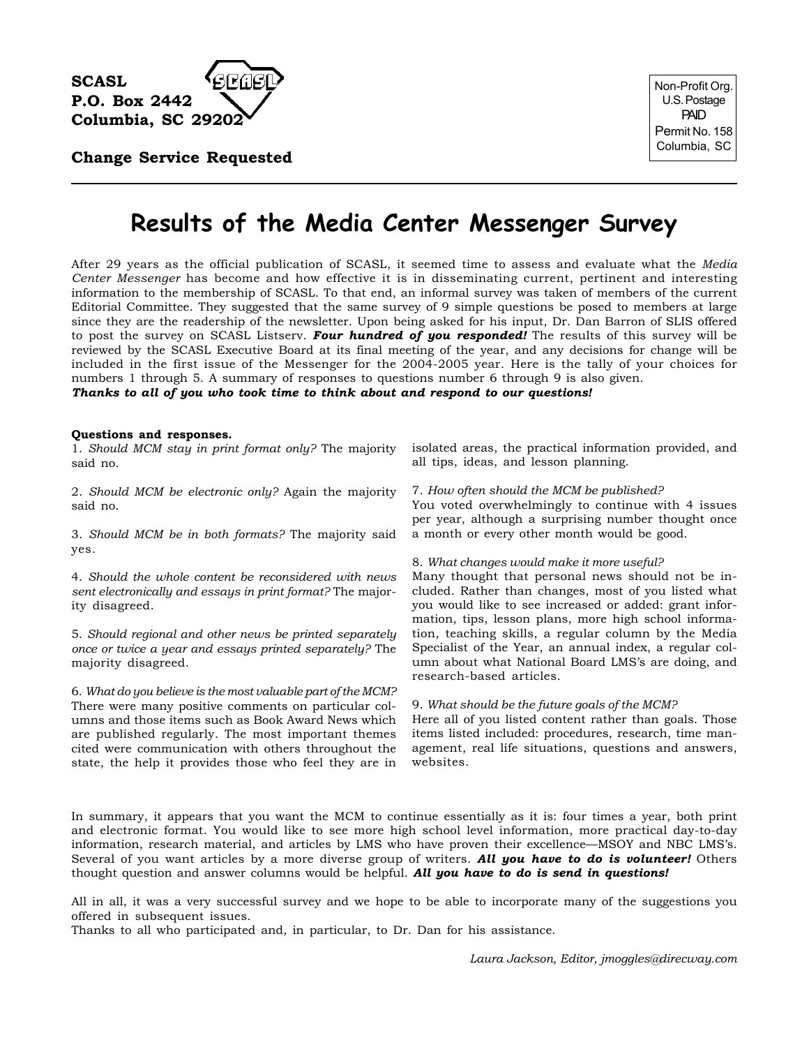**SCASL**
**P.O. Box 2442**
**Columbia, SC 29202**

**Change Service Requested**

Non-Profit Org.
U.S. Postage
PAID
Permit No. 158
Columbia, SC

# Results of the Media Center Messenger Survey

After 29 years as the official publication of SCASL, it seemed time to assess and evaluate what the *Media Center Messenger* has become and how effective it is in disseminating current, pertinent and interesting information to the membership of SCASL. To that end, an informal survey was taken of members of the current Editorial Committee. They suggested that the same survey of 9 simple questions be posed to members at large since they are the readership of the newsletter. Upon being asked for his input, Dr. Dan Barron of SLIS offered to post the survey on SCASL Listserv. ***Four hundred of you responded!*** The results of this survey will be reviewed by the SCASL Executive Board at its final meeting of the year, and any decisions for change will be included in the first issue of the Messenger for the 2004-2005 year. Here is the tally of your choices for numbers 1 through 5. A summary of responses to questions number 6 through 9 is also given.
***Thanks to all of you who took time to think about and respond to our questions!***

**Questions and responses.**

1. *Should MCM stay in print format only?* The majority said no.

2. *Should MCM be electronic only?* Again the majority said no.

3. *Should MCM be in both formats?* The majority said yes.

4. *Should the whole content be reconsidered with news sent electronically and essays in print format?* The majority disagreed.

5. *Should regional and other news be printed separately once or twice a year and essays printed separately?* The majority disagreed.

6. *What do you believe is the most valuable part of the MCM?* There were many positive comments on particular columns and those items such as Book Award News which are published regularly. The most important themes cited were communication with others throughout the state, the help it provides those who feel they are in isolated areas, the practical information provided, and all tips, ideas, and lesson planning.

7. *How often should the MCM be published?* You voted overwhelmingly to continue with 4 issues per year, although a surprising number thought once a month or every other month would be good.

8. *What changes would make it more useful?* Many thought that personal news should not be included. Rather than changes, most of you listed what you would like to see increased or added: grant information, tips, lesson plans, more high school information, teaching skills, a regular column by the Media Specialist of the Year, an annual index, a regular column about what National Board LMS's are doing, and research-based articles.

9. *What should be the future goals of the MCM?* Here all of you listed content rather than goals. Those items listed included: procedures, research, time management, real life situations, questions and answers, websites.

In summary, it appears that you want the MCM to continue essentially as it is: four times a year, both print and electronic format. You would like to see more high school level information, more practical day-to-day information, research material, and articles by LMS who have proven their excellence—MSOY and NBC LMS's. Several of you want articles by a more diverse group of writers. ***All you have to do is volunteer!*** Others thought question and answer columns would be helpful. ***All you have to do is send in questions!***

All in all, it was a very successful survey and we hope to be able to incorporate many of the suggestions you offered in subsequent issues.
Thanks to all who participated and, in particular, to Dr. Dan for his assistance.

*Laura Jackson, Editor, jmoggles@direcway.com*